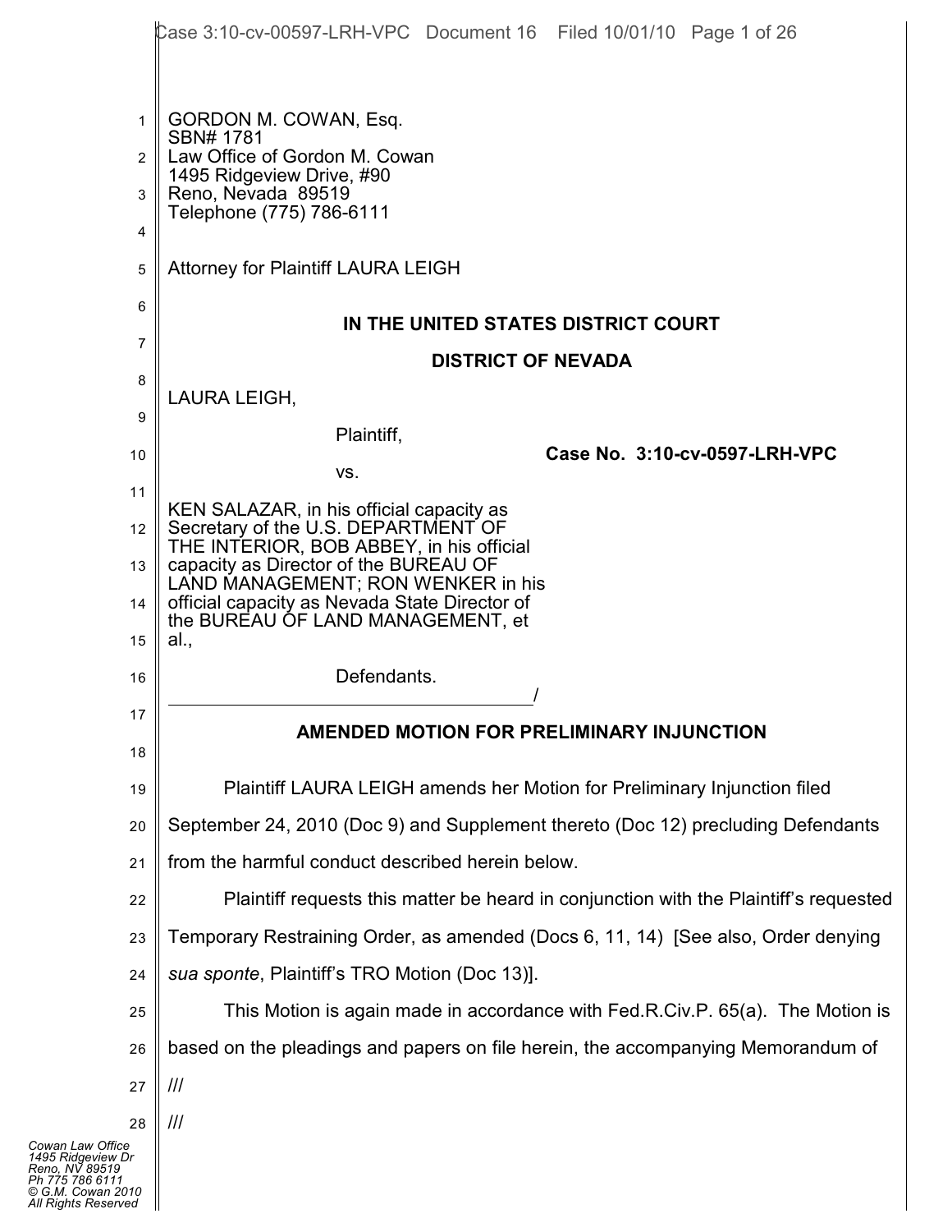GORDON M. COWAN, Esq.
SBN# 1781
Law Office of Gordon M. Cowan
1495 Ridgeview Drive, #90
Reno, Nevada 89519
Telephone (775) 786-6111

Attorney for Plaintiff LAURA LEIGH

**IN THE UNITED STATES DISTRICT COURT**

**DISTRICT OF NEVADA**

LAURA LEIGH,

Plaintiff,

vs.

KEN SALAZAR, in his official capacity as Secretary of the U.S. DEPARTMENT OF THE INTERIOR, BOB ABBEY, in his official capacity as Director of the BUREAU OF LAND MANAGEMENT; RON WENKER in his official capacity as Nevada State Director of the BUREAU OF LAND MANAGEMENT, et al.,

Defendants.
_______________________________________/

**Case No. 3:10-cv-0597-LRH-VPC**

**AMENDED MOTION FOR PRELIMINARY INJUNCTION**

Plaintiff LAURA LEIGH amends her Motion for Preliminary Injunction filed September 24, 2010 (Doc 9) and Supplement thereto (Doc 12) precluding Defendants from the harmful conduct described herein below.

Plaintiff requests this matter be heard in conjunction with the Plaintiff's requested Temporary Restraining Order, as amended (Docs 6, 11, 14) [See also, Order denying *sua sponte*, Plaintiff's TRO Motion (Doc 13)].

This Motion is again made in accordance with Fed.R.Civ.P. 65(a). The Motion is based on the pleadings and papers on file herein, the accompanying Memorandum of

///

///

Cowan Law Office
1495 Ridgeview Dr
Reno, NV 89519
Ph 775 786 6111
© G.M. Cowan 2010
All Rights Reserved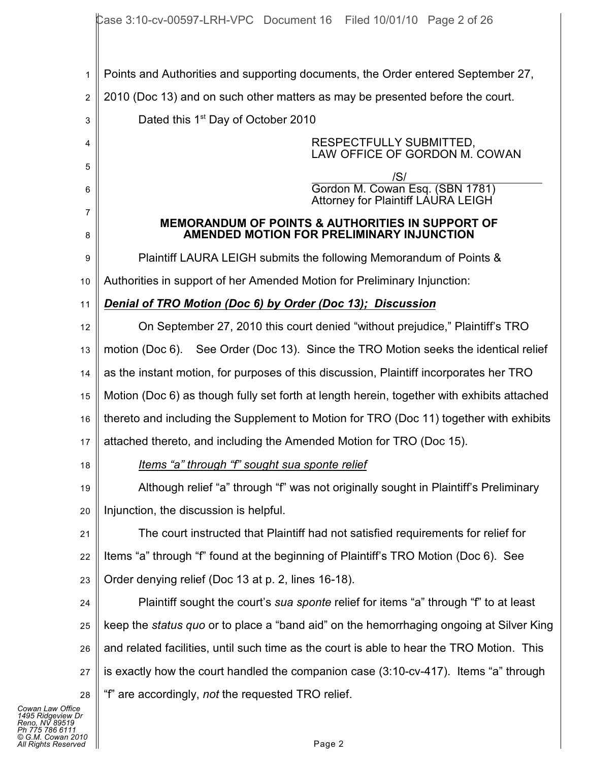Points and Authorities and supporting documents, the Order entered September 27, 2010 (Doc 13) and on such other matters as may be presented before the court.

Dated this 1st Day of October 2010

RESPECTFULLY SUBMITTED,
LAW OFFICE OF GORDON M. COWAN

/S/
Gordon M. Cowan Esq. (SBN 1781)
Attorney for Plaintiff LAURA LEIGH

**MEMORANDUM OF POINTS & AUTHORITIES IN SUPPORT OF AMENDED MOTION FOR PRELIMINARY INJUNCTION**

Plaintiff LAURA LEIGH submits the following Memorandum of Points & Authorities in support of her Amended Motion for Preliminary Injunction:

***Denial of TRO Motion (Doc 6) by Order (Doc 13); Discussion***

On September 27, 2010 this court denied "without prejudice," Plaintiff's TRO motion (Doc 6). See Order (Doc 13). Since the TRO Motion seeks the identical relief as the instant motion, for purposes of this discussion, Plaintiff incorporates her TRO Motion (Doc 6) as though fully set forth at length herein, together with exhibits attached thereto and including the Supplement to Motion for TRO (Doc 11) together with exhibits attached thereto, and including the Amended Motion for TRO (Doc 15).

*Items "a" through "f" sought sua sponte relief*

Although relief "a" through "f" was not originally sought in Plaintiff's Preliminary Injunction, the discussion is helpful.

The court instructed that Plaintiff had not satisfied requirements for relief for Items "a" through "f" found at the beginning of Plaintiff's TRO Motion (Doc 6). See Order denying relief (Doc 13 at p. 2, lines 16-18).

Plaintiff sought the court's *sua sponte* relief for items "a" through "f" to at least keep the *status quo* or to place a "band aid" on the hemorrhaging ongoing at Silver King and related facilities, until such time as the court is able to hear the TRO Motion. This is exactly how the court handled the companion case (3:10-cv-417). Items "a" through "f" are accordingly, *not* the requested TRO relief.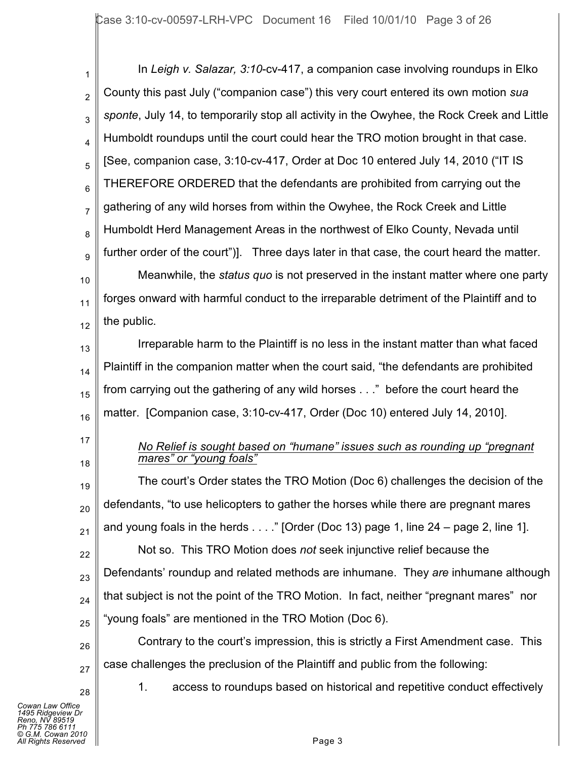In *Leigh v. Salazar, 3:10*-cv-417, a companion case involving roundups in Elko County this past July ("companion case") this very court entered its own motion *sua sponte*, July 14, to temporarily stop all activity in the Owyhee, the Rock Creek and Little Humboldt roundups until the court could hear the TRO motion brought in that case. [See, companion case, 3:10-cv-417, Order at Doc 10 entered July 14, 2010 ("IT IS THEREFORE ORDERED that the defendants are prohibited from carrying out the gathering of any wild horses from within the Owyhee, the Rock Creek and Little Humboldt Herd Management Areas in the northwest of Elko County, Nevada until further order of the court")]. Three days later in that case, the court heard the matter.

Meanwhile, the *status quo* is not preserved in the instant matter where one party forges onward with harmful conduct to the irreparable detriment of the Plaintiff and to the public.

Irreparable harm to the Plaintiff is no less in the instant matter than what faced Plaintiff in the companion matter when the court said, "the defendants are prohibited from carrying out the gathering of any wild horses . . ." before the court heard the matter. [Companion case, 3:10-cv-417, Order (Doc 10) entered July 14, 2010].

*No Relief is sought based on "humane" issues such as rounding up "pregnant mares" or "young foals"*

The court's Order states the TRO Motion (Doc 6) challenges the decision of the defendants, "to use helicopters to gather the horses while there are pregnant mares and young foals in the herds . . . ." [Order (Doc 13) page 1, line 24 – page 2, line 1].

Not so. This TRO Motion does *not* seek injunctive relief because the Defendants' roundup and related methods are inhumane. They *are* inhumane although that subject is not the point of the TRO Motion. In fact, neither "pregnant mares" nor "young foals" are mentioned in the TRO Motion (Doc 6).

Contrary to the court's impression, this is strictly a First Amendment case. This case challenges the preclusion of the Plaintiff and public from the following:

1. access to roundups based on historical and repetitive conduct effectively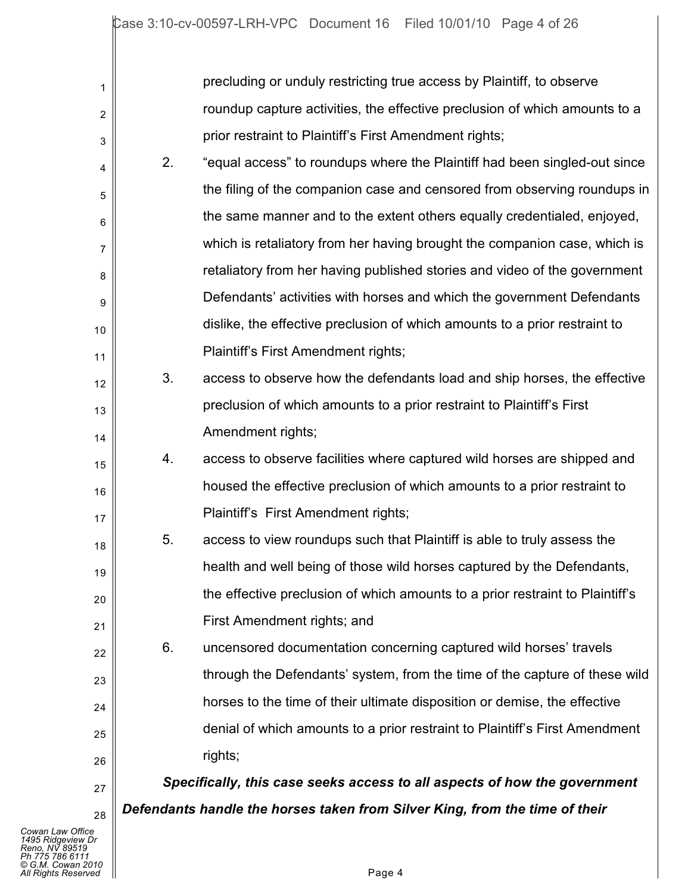precluding or unduly restricting true access by Plaintiff, to observe roundup capture activities, the effective preclusion of which amounts to a prior restraint to Plaintiff's First Amendment rights;

2. "equal access" to roundups where the Plaintiff had been singled-out since the filing of the companion case and censored from observing roundups in the same manner and to the extent others equally credentialed, enjoyed, which is retaliatory from her having brought the companion case, which is retaliatory from her having published stories and video of the government Defendants' activities with horses and which the government Defendants dislike, the effective preclusion of which amounts to a prior restraint to Plaintiff's First Amendment rights;

3. access to observe how the defendants load and ship horses, the effective preclusion of which amounts to a prior restraint to Plaintiff's First Amendment rights;

4. access to observe facilities where captured wild horses are shipped and housed the effective preclusion of which amounts to a prior restraint to Plaintiff's First Amendment rights;

5. access to view roundups such that Plaintiff is able to truly assess the health and well being of those wild horses captured by the Defendants, the effective preclusion of which amounts to a prior restraint to Plaintiff's First Amendment rights; and

6. uncensored documentation concerning captured wild horses' travels through the Defendants' system, from the time of the capture of these wild horses to the time of their ultimate disposition or demise, the effective denial of which amounts to a prior restraint to Plaintiff's First Amendment rights;

***Specifically, this case seeks access to all aspects of how the government Defendants handle the horses taken from Silver King, from the time of their***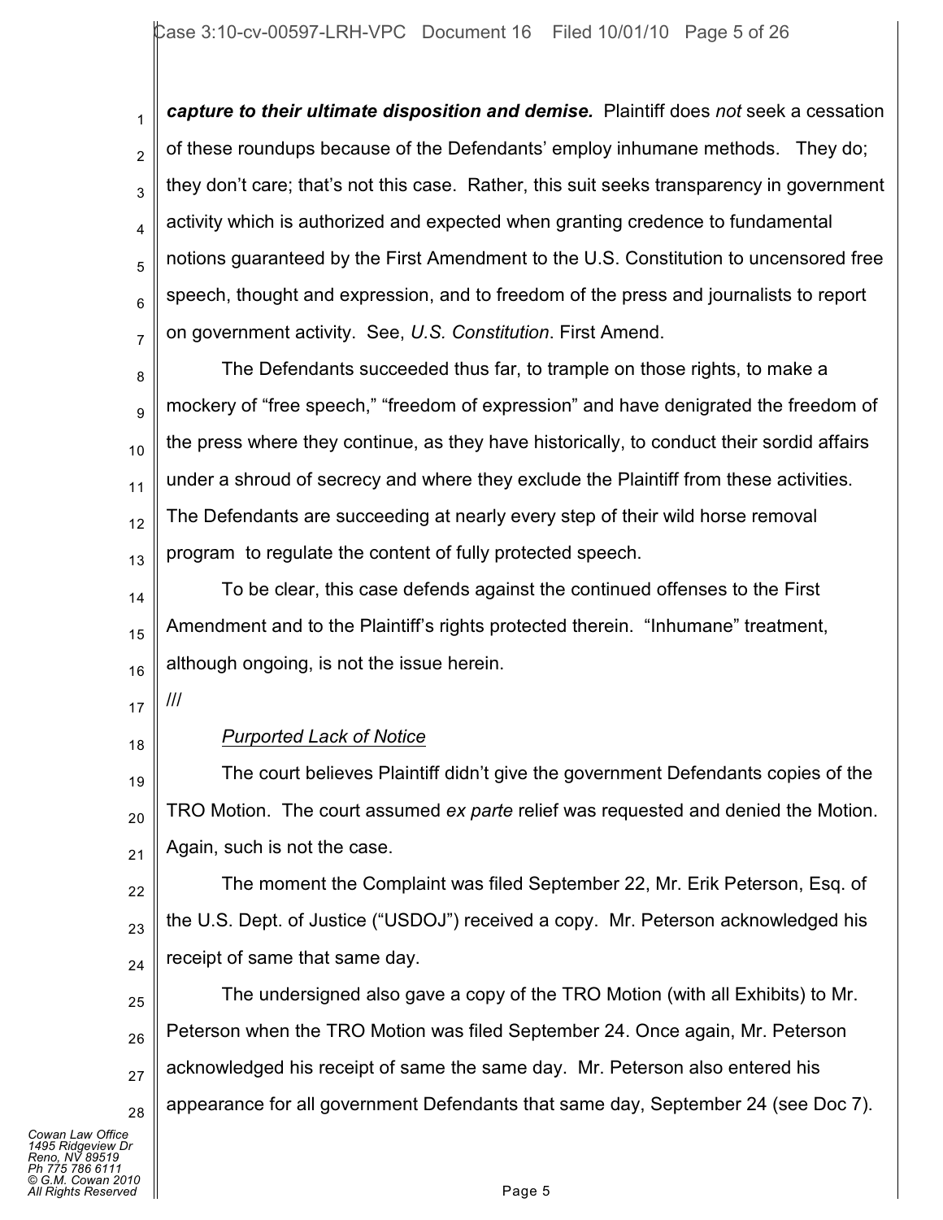***capture to their ultimate disposition and demise.*** Plaintiff does *not* seek a cessation of these roundups because of the Defendants' employ inhumane methods. They do; they don't care; that's not this case. Rather, this suit seeks transparency in government activity which is authorized and expected when granting credence to fundamental notions guaranteed by the First Amendment to the U.S. Constitution to uncensored free speech, thought and expression, and to freedom of the press and journalists to report on government activity. See, *U.S. Constitution*. First Amend.

The Defendants succeeded thus far, to trample on those rights, to make a mockery of "free speech," "freedom of expression" and have denigrated the freedom of the press where they continue, as they have historically, to conduct their sordid affairs under a shroud of secrecy and where they exclude the Plaintiff from these activities. The Defendants are succeeding at nearly every step of their wild horse removal program to regulate the content of fully protected speech.

To be clear, this case defends against the continued offenses to the First Amendment and to the Plaintiff's rights protected therein. "Inhumane" treatment, although ongoing, is not the issue herein.

///

*Purported Lack of Notice*

The court believes Plaintiff didn't give the government Defendants copies of the TRO Motion. The court assumed *ex parte* relief was requested and denied the Motion. Again, such is not the case.

The moment the Complaint was filed September 22, Mr. Erik Peterson, Esq. of the U.S. Dept. of Justice ("USDOJ") received a copy. Mr. Peterson acknowledged his receipt of same that same day.

The undersigned also gave a copy of the TRO Motion (with all Exhibits) to Mr. Peterson when the TRO Motion was filed September 24. Once again, Mr. Peterson acknowledged his receipt of same the same day. Mr. Peterson also entered his appearance for all government Defendants that same day, September 24 (see Doc 7).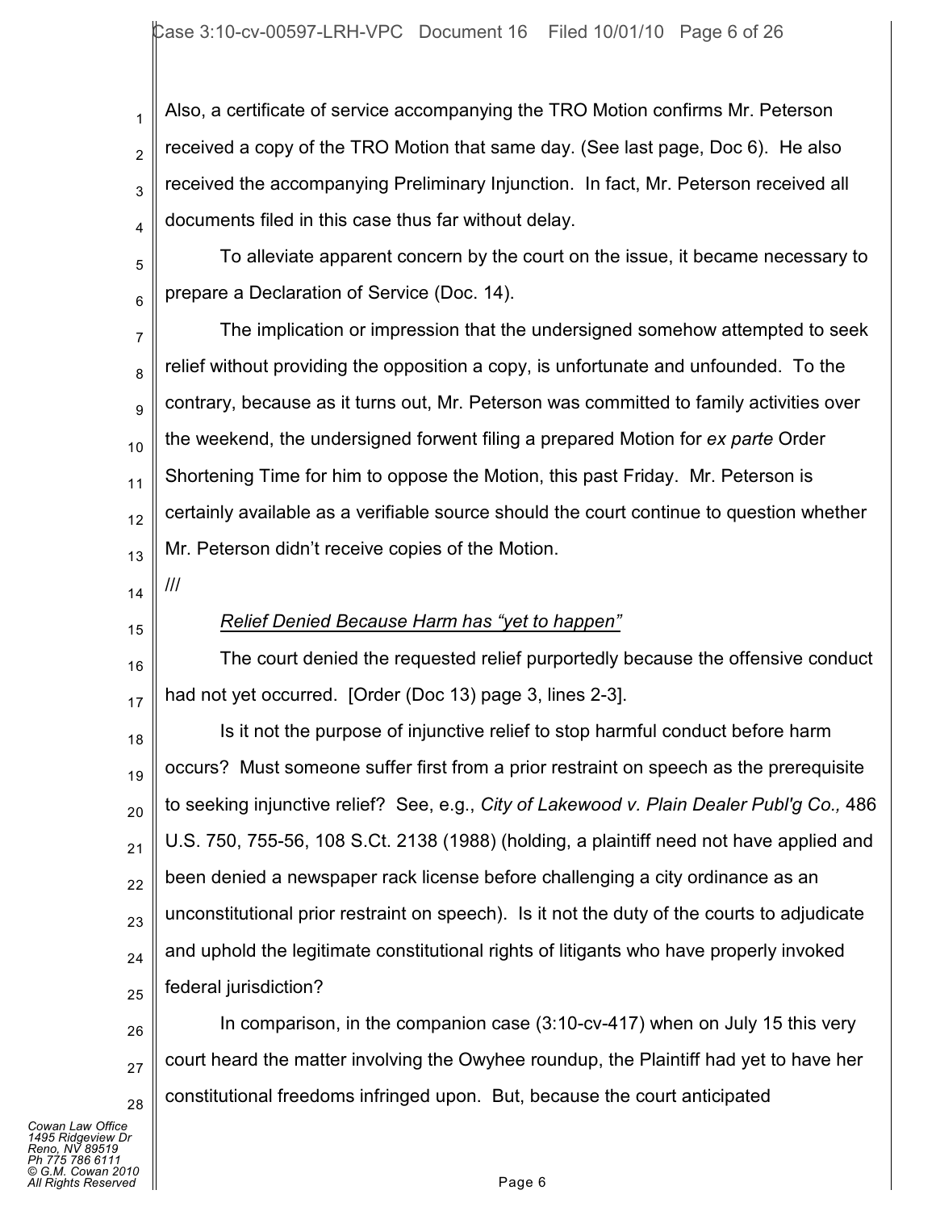Also, a certificate of service accompanying the TRO Motion confirms Mr. Peterson received a copy of the TRO Motion that same day. (See last page, Doc 6). He also received the accompanying Preliminary Injunction. In fact, Mr. Peterson received all documents filed in this case thus far without delay.

To alleviate apparent concern by the court on the issue, it became necessary to prepare a Declaration of Service (Doc. 14).

The implication or impression that the undersigned somehow attempted to seek relief without providing the opposition a copy, is unfortunate and unfounded. To the contrary, because as it turns out, Mr. Peterson was committed to family activities over the weekend, the undersigned forwent filing a prepared Motion for *ex parte* Order Shortening Time for him to oppose the Motion, this past Friday. Mr. Peterson is certainly available as a verifiable source should the court continue to question whether Mr. Peterson didn't receive copies of the Motion.

///

*Relief Denied Because Harm has "yet to happen"*

The court denied the requested relief purportedly because the offensive conduct had not yet occurred. [Order (Doc 13) page 3, lines 2-3].

Is it not the purpose of injunctive relief to stop harmful conduct before harm occurs? Must someone suffer first from a prior restraint on speech as the prerequisite to seeking injunctive relief? See, e.g., *City of Lakewood v. Plain Dealer Publ'g Co.,* 486 U.S. 750, 755-56, 108 S.Ct. 2138 (1988) (holding, a plaintiff need not have applied and been denied a newspaper rack license before challenging a city ordinance as an unconstitutional prior restraint on speech). Is it not the duty of the courts to adjudicate and uphold the legitimate constitutional rights of litigants who have properly invoked federal jurisdiction?

In comparison, in the companion case (3:10-cv-417) when on July 15 this very court heard the matter involving the Owyhee roundup, the Plaintiff had yet to have her constitutional freedoms infringed upon. But, because the court anticipated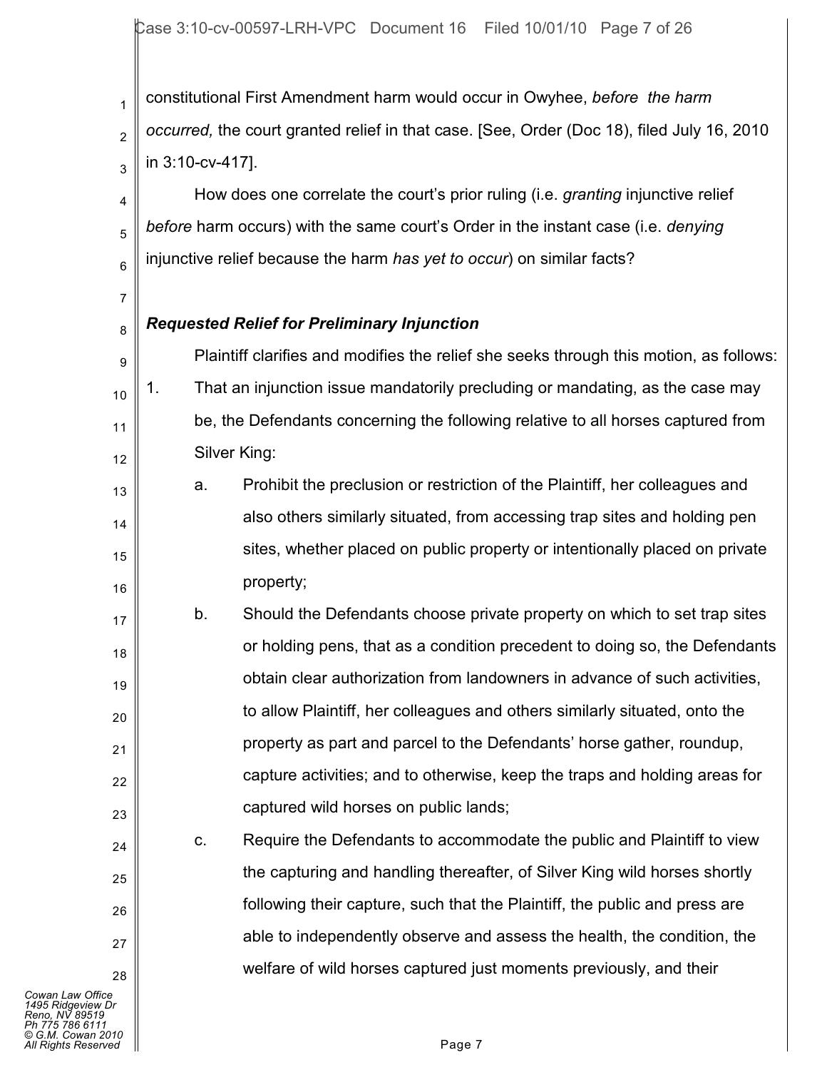constitutional First Amendment harm would occur in Owyhee, *before the harm occurred,* the court granted relief in that case. [See, Order (Doc 18), filed July 16, 2010 in 3:10-cv-417].

How does one correlate the court's prior ruling (i.e. *granting* injunctive relief *before* harm occurs) with the same court's Order in the instant case (i.e. *denying* injunctive relief because the harm *has yet to occur*) on similar facts?

***Requested Relief for Preliminary Injunction***

Plaintiff clarifies and modifies the relief she seeks through this motion, as follows:

1. That an injunction issue mandatorily precluding or mandating, as the case may be, the Defendants concerning the following relative to all horses captured from Silver King:
   a. Prohibit the preclusion or restriction of the Plaintiff, her colleagues and also others similarly situated, from accessing trap sites and holding pen sites, whether placed on public property or intentionally placed on private property;
   b. Should the Defendants choose private property on which to set trap sites or holding pens, that as a condition precedent to doing so, the Defendants obtain clear authorization from landowners in advance of such activities, to allow Plaintiff, her colleagues and others similarly situated, onto the property as part and parcel to the Defendants' horse gather, roundup, capture activities; and to otherwise, keep the traps and holding areas for captured wild horses on public lands;
   c. Require the Defendants to accommodate the public and Plaintiff to view the capturing and handling thereafter, of Silver King wild horses shortly following their capture, such that the Plaintiff, the public and press are able to independently observe and assess the health, the condition, the welfare of wild horses captured just moments previously, and their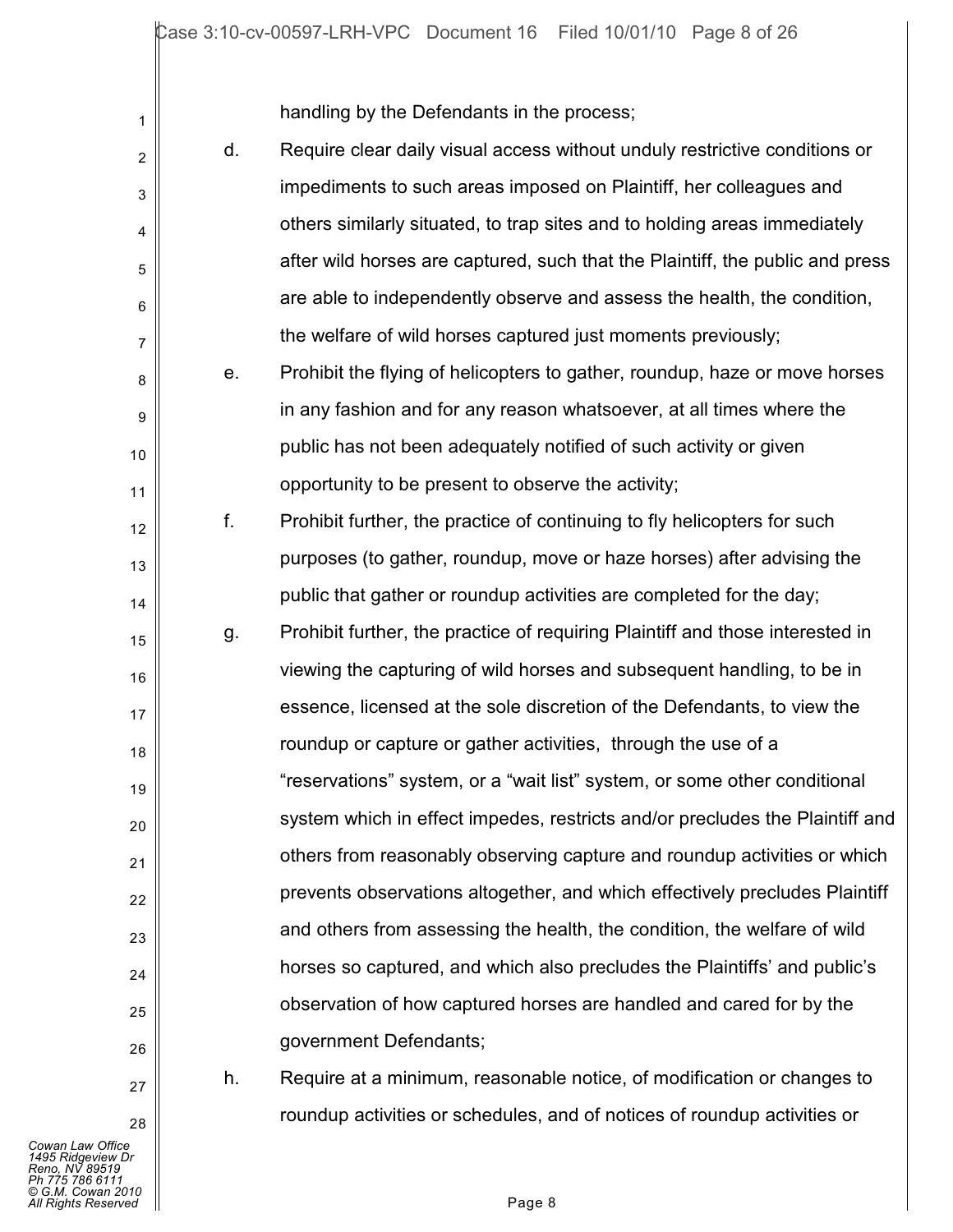handling by the Defendants in the process;

d. Require clear daily visual access without unduly restrictive conditions or impediments to such areas imposed on Plaintiff, her colleagues and others similarly situated, to trap sites and to holding areas immediately after wild horses are captured, such that the Plaintiff, the public and press are able to independently observe and assess the health, the condition, the welfare of wild horses captured just moments previously;

e. Prohibit the flying of helicopters to gather, roundup, haze or move horses in any fashion and for any reason whatsoever, at all times where the public has not been adequately notified of such activity or given opportunity to be present to observe the activity;

f. Prohibit further, the practice of continuing to fly helicopters for such purposes (to gather, roundup, move or haze horses) after advising the public that gather or roundup activities are completed for the day;

g. Prohibit further, the practice of requiring Plaintiff and those interested in viewing the capturing of wild horses and subsequent handling, to be in essence, licensed at the sole discretion of the Defendants, to view the roundup or capture or gather activities, through the use of a "reservations" system, or a "wait list" system, or some other conditional system which in effect impedes, restricts and/or precludes the Plaintiff and others from reasonably observing capture and roundup activities or which prevents observations altogether, and which effectively precludes Plaintiff and others from assessing the health, the condition, the welfare of wild horses so captured, and which also precludes the Plaintiffs' and public's observation of how captured horses are handled and cared for by the government Defendants;

h. Require at a minimum, reasonable notice, of modification or changes to roundup activities or schedules, and of notices of roundup activities or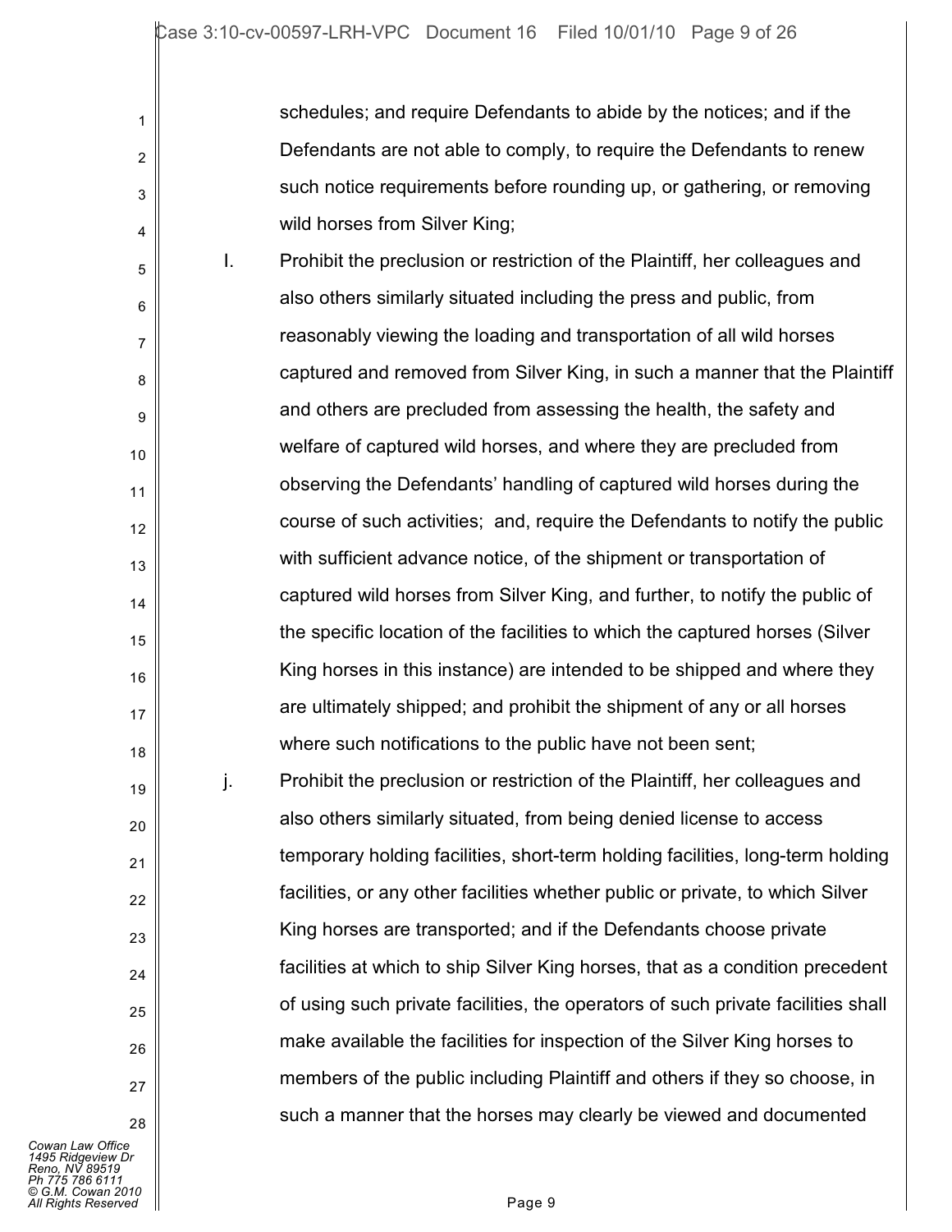schedules; and require Defendants to abide by the notices; and if the Defendants are not able to comply, to require the Defendants to renew such notice requirements before rounding up, or gathering, or removing wild horses from Silver King;

I. Prohibit the preclusion or restriction of the Plaintiff, her colleagues and also others similarly situated including the press and public, from reasonably viewing the loading and transportation of all wild horses captured and removed from Silver King, in such a manner that the Plaintiff and others are precluded from assessing the health, the safety and welfare of captured wild horses, and where they are precluded from observing the Defendants' handling of captured wild horses during the course of such activities; and, require the Defendants to notify the public with sufficient advance notice, of the shipment or transportation of captured wild horses from Silver King, and further, to notify the public of the specific location of the facilities to which the captured horses (Silver King horses in this instance) are intended to be shipped and where they are ultimately shipped; and prohibit the shipment of any or all horses where such notifications to the public have not been sent;

j. Prohibit the preclusion or restriction of the Plaintiff, her colleagues and also others similarly situated, from being denied license to access temporary holding facilities, short-term holding facilities, long-term holding facilities, or any other facilities whether public or private, to which Silver King horses are transported; and if the Defendants choose private facilities at which to ship Silver King horses, that as a condition precedent of using such private facilities, the operators of such private facilities shall make available the facilities for inspection of the Silver King horses to members of the public including Plaintiff and others if they so choose, in such a manner that the horses may clearly be viewed and documented

Cowan Law Office
1495 Ridgeview Dr
Reno, NV 89519
Ph 775 786 6111
© G.M. Cowan 2010
All Rights Reserved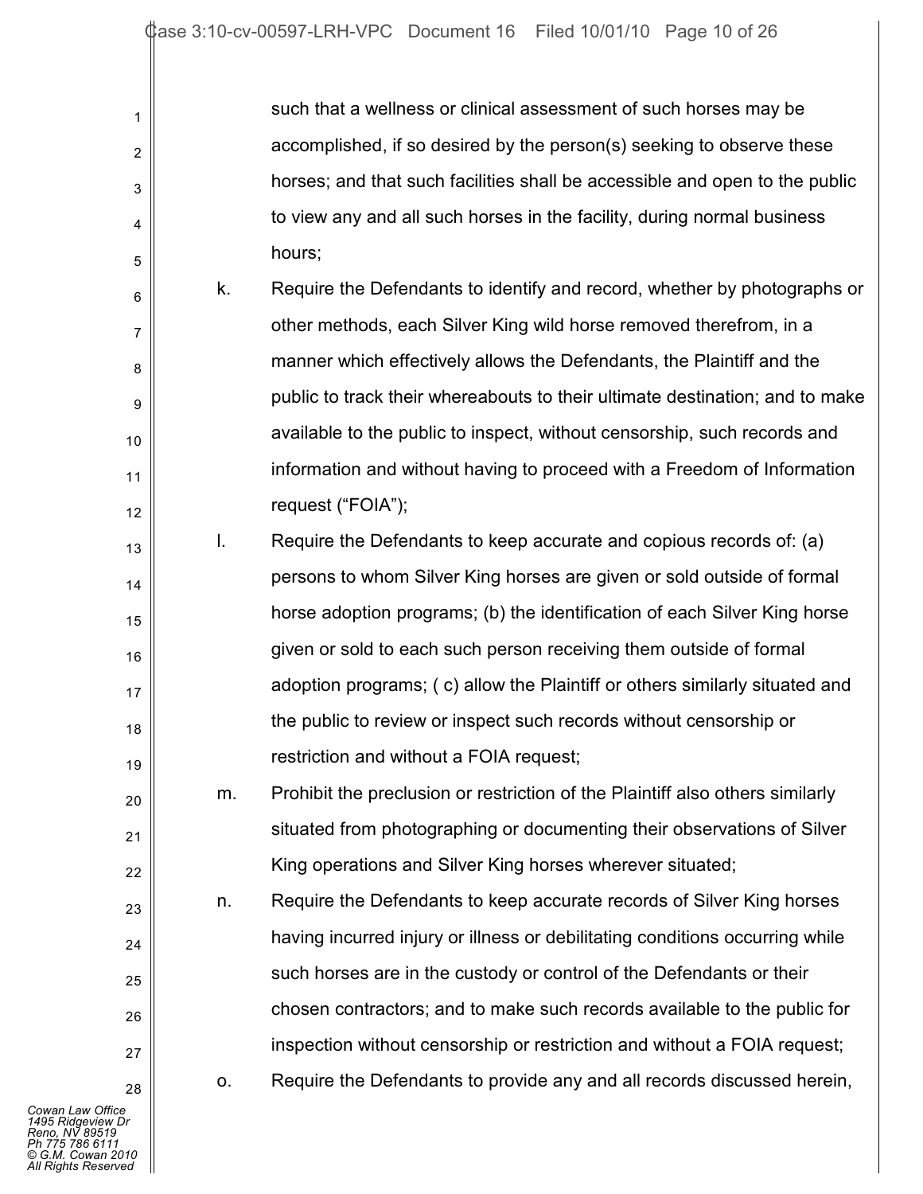such that a wellness or clinical assessment of such horses may be accomplished, if so desired by the person(s) seeking to observe these horses; and that such facilities shall be accessible and open to the public to view any and all such horses in the facility, during normal business hours;

k. Require the Defendants to identify and record, whether by photographs or other methods, each Silver King wild horse removed therefrom, in a manner which effectively allows the Defendants, the Plaintiff and the public to track their whereabouts to their ultimate destination; and to make available to the public to inspect, without censorship, such records and information and without having to proceed with a Freedom of Information request ("FOIA");

l. Require the Defendants to keep accurate and copious records of: (a) persons to whom Silver King horses are given or sold outside of formal horse adoption programs; (b) the identification of each Silver King horse given or sold to each such person receiving them outside of formal adoption programs; ( c) allow the Plaintiff or others similarly situated and the public to review or inspect such records without censorship or restriction and without a FOIA request;

m. Prohibit the preclusion or restriction of the Plaintiff also others similarly situated from photographing or documenting their observations of Silver King operations and Silver King horses wherever situated;

n. Require the Defendants to keep accurate records of Silver King horses having incurred injury or illness or debilitating conditions occurring while such horses are in the custody or control of the Defendants or their chosen contractors; and to make such records available to the public for inspection without censorship or restriction and without a FOIA request;

o. Require the Defendants to provide any and all records discussed herein,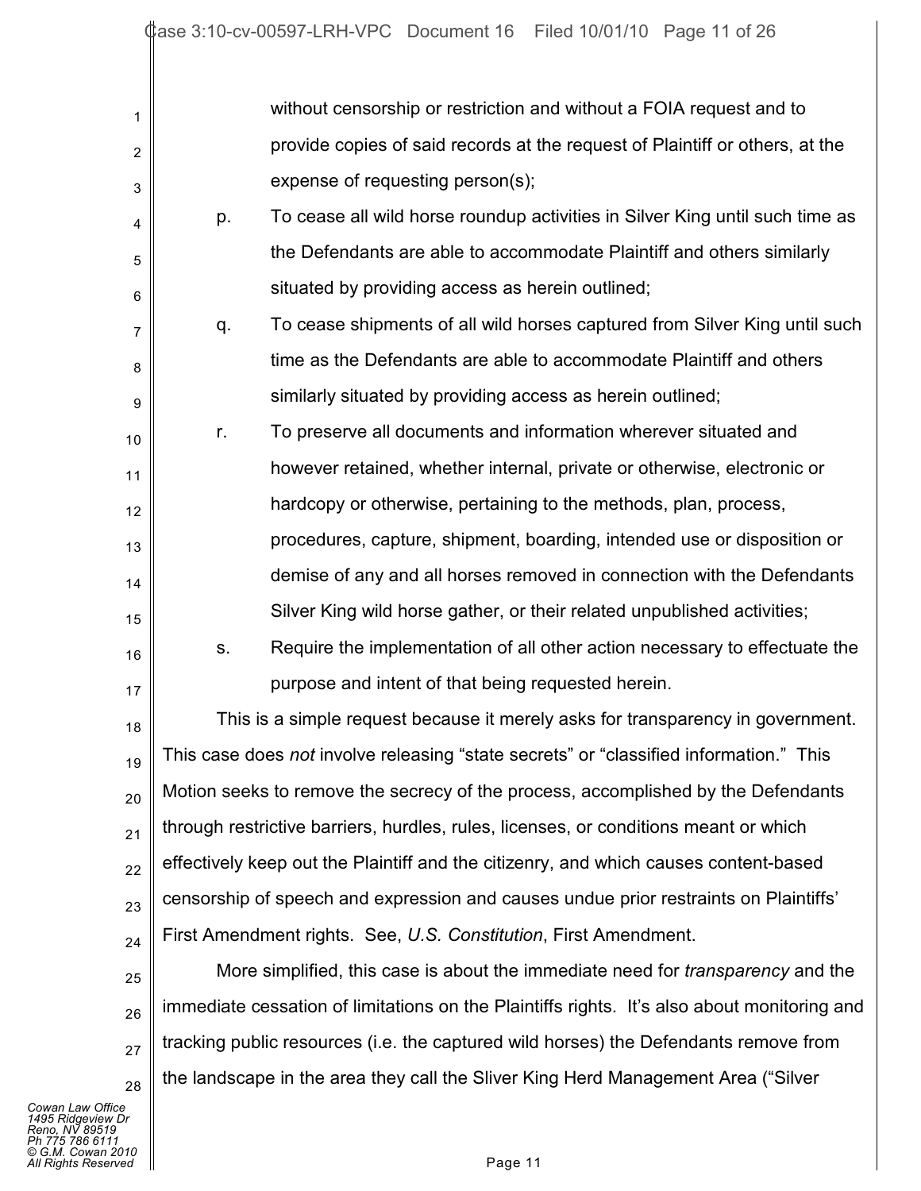without censorship or restriction and without a FOIA request and to provide copies of said records at the request of Plaintiff or others, at the expense of requesting person(s);

p. To cease all wild horse roundup activities in Silver King until such time as the Defendants are able to accommodate Plaintiff and others similarly situated by providing access as herein outlined;

q. To cease shipments of all wild horses captured from Silver King until such time as the Defendants are able to accommodate Plaintiff and others similarly situated by providing access as herein outlined;

r. To preserve all documents and information wherever situated and however retained, whether internal, private or otherwise, electronic or hardcopy or otherwise, pertaining to the methods, plan, process, procedures, capture, shipment, boarding, intended use or disposition or demise of any and all horses removed in connection with the Defendants Silver King wild horse gather, or their related unpublished activities;

s. Require the implementation of all other action necessary to effectuate the purpose and intent of that being requested herein.

This is a simple request because it merely asks for transparency in government. This case does *not* involve releasing "state secrets" or "classified information." This Motion seeks to remove the secrecy of the process, accomplished by the Defendants through restrictive barriers, hurdles, rules, licenses, or conditions meant or which effectively keep out the Plaintiff and the citizenry, and which causes content-based censorship of speech and expression and causes undue prior restraints on Plaintiffs' First Amendment rights. See, *U.S. Constitution*, First Amendment.

More simplified, this case is about the immediate need for *transparency* and the immediate cessation of limitations on the Plaintiffs rights. It's also about monitoring and tracking public resources (i.e. the captured wild horses) the Defendants remove from the landscape in the area they call the Sliver King Herd Management Area ("Silver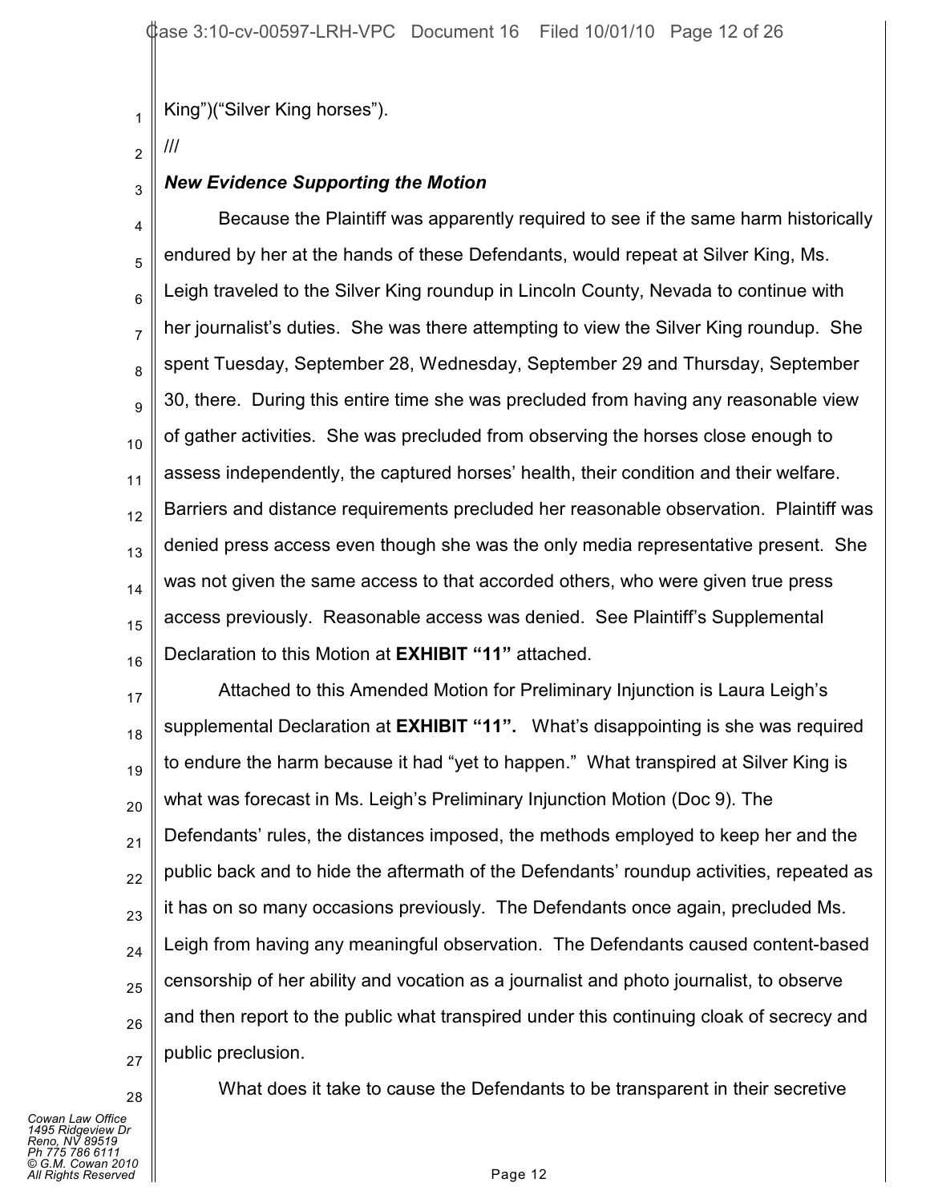King")("Silver King horses").

///

***New Evidence Supporting the Motion***

Because the Plaintiff was apparently required to see if the same harm historically endured by her at the hands of these Defendants, would repeat at Silver King, Ms. Leigh traveled to the Silver King roundup in Lincoln County, Nevada to continue with her journalist's duties. She was there attempting to view the Silver King roundup. She spent Tuesday, September 28, Wednesday, September 29 and Thursday, September 30, there. During this entire time she was precluded from having any reasonable view of gather activities. She was precluded from observing the horses close enough to assess independently, the captured horses' health, their condition and their welfare. Barriers and distance requirements precluded her reasonable observation. Plaintiff was denied press access even though she was the only media representative present. She was not given the same access to that accorded others, who were given true press access previously. Reasonable access was denied. See Plaintiff's Supplemental Declaration to this Motion at **EXHIBIT "11"** attached.

Attached to this Amended Motion for Preliminary Injunction is Laura Leigh's supplemental Declaration at **EXHIBIT "11".** What's disappointing is she was required to endure the harm because it had "yet to happen." What transpired at Silver King is what was forecast in Ms. Leigh's Preliminary Injunction Motion (Doc 9). The Defendants' rules, the distances imposed, the methods employed to keep her and the public back and to hide the aftermath of the Defendants' roundup activities, repeated as it has on so many occasions previously. The Defendants once again, precluded Ms. Leigh from having any meaningful observation. The Defendants caused content-based censorship of her ability and vocation as a journalist and photo journalist, to observe and then report to the public what transpired under this continuing cloak of secrecy and public preclusion.

What does it take to cause the Defendants to be transparent in their secretive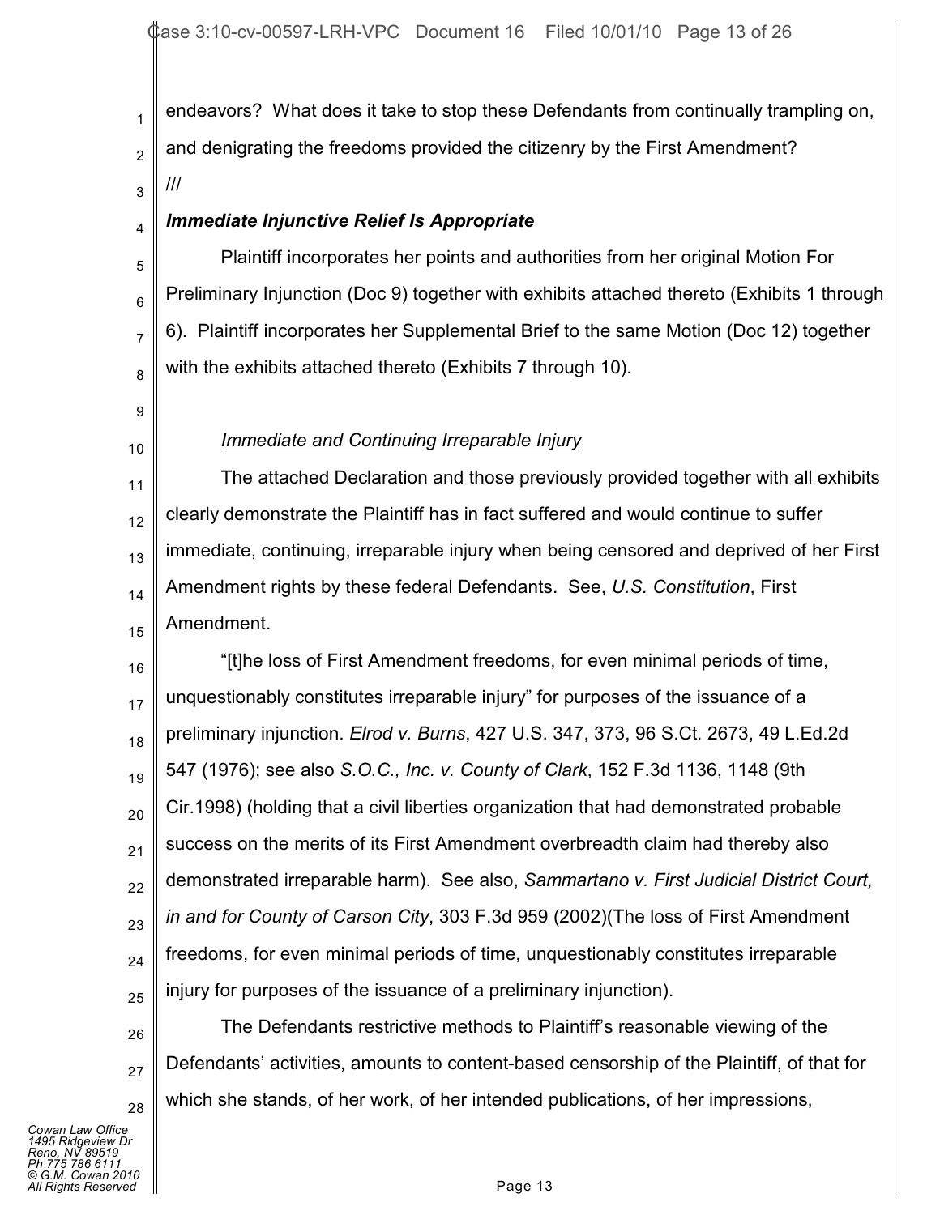endeavors? What does it take to stop these Defendants from continually trampling on, and denigrating the freedoms provided the citizenry by the First Amendment?

///

***Immediate Injunctive Relief Is Appropriate***

Plaintiff incorporates her points and authorities from her original Motion For Preliminary Injunction (Doc 9) together with exhibits attached thereto (Exhibits 1 through 6). Plaintiff incorporates her Supplemental Brief to the same Motion (Doc 12) together with the exhibits attached thereto (Exhibits 7 through 10).

<u>*Immediate and Continuing Irreparable Injury*</u>

The attached Declaration and those previously provided together with all exhibits clearly demonstrate the Plaintiff has in fact suffered and would continue to suffer immediate, continuing, irreparable injury when being censored and deprived of her First Amendment rights by these federal Defendants. See, *U.S. Constitution*, First Amendment.

"[t]he loss of First Amendment freedoms, for even minimal periods of time, unquestionably constitutes irreparable injury" for purposes of the issuance of a preliminary injunction. *Elrod v. Burns*, 427 U.S. 347, 373, 96 S.Ct. 2673, 49 L.Ed.2d 547 (1976); see also *S.O.C., Inc. v. County of Clark*, 152 F.3d 1136, 1148 (9th Cir.1998) (holding that a civil liberties organization that had demonstrated probable success on the merits of its First Amendment overbreadth claim had thereby also demonstrated irreparable harm). See also, *Sammartano v. First Judicial District Court, in and for County of Carson City*, 303 F.3d 959 (2002)(The loss of First Amendment freedoms, for even minimal periods of time, unquestionably constitutes irreparable injury for purposes of the issuance of a preliminary injunction).

The Defendants restrictive methods to Plaintiff's reasonable viewing of the Defendants' activities, amounts to content-based censorship of the Plaintiff, of that for which she stands, of her work, of her intended publications, of her impressions,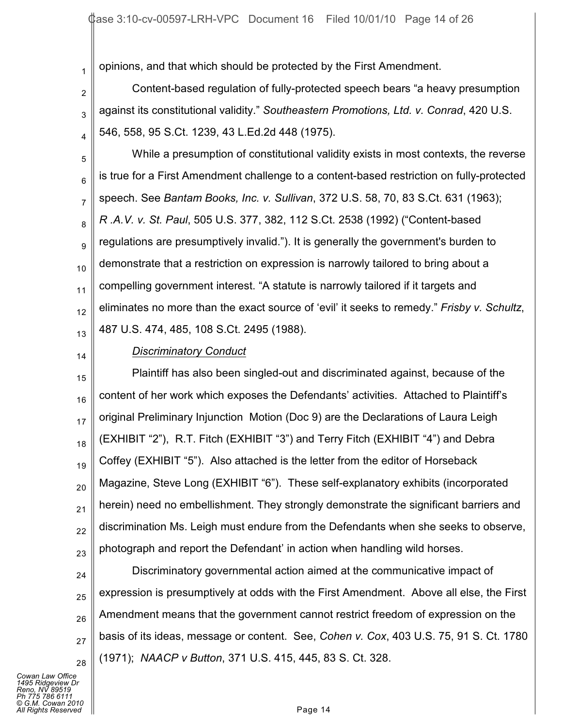opinions, and that which should be protected by the First Amendment.

Content-based regulation of fully-protected speech bears "a heavy presumption against its constitutional validity." *Southeastern Promotions, Ltd. v. Conrad*, 420 U.S. 546, 558, 95 S.Ct. 1239, 43 L.Ed.2d 448 (1975).

While a presumption of constitutional validity exists in most contexts, the reverse is true for a First Amendment challenge to a content-based restriction on fully-protected speech. See *Bantam Books, Inc. v. Sullivan*, 372 U.S. 58, 70, 83 S.Ct. 631 (1963); *R .A.V. v. St. Paul*, 505 U.S. 377, 382, 112 S.Ct. 2538 (1992) ("Content-based regulations are presumptively invalid."). It is generally the government's burden to demonstrate that a restriction on expression is narrowly tailored to bring about a compelling government interest. "A statute is narrowly tailored if it targets and eliminates no more than the exact source of 'evil' it seeks to remedy." *Frisby v. Schultz*, 487 U.S. 474, 485, 108 S.Ct. 2495 (1988).

***Discriminatory Conduct***

Plaintiff has also been singled-out and discriminated against, because of the content of her work which exposes the Defendants' activities. Attached to Plaintiff's original Preliminary Injunction Motion (Doc 9) are the Declarations of Laura Leigh (EXHIBIT "2"), R.T. Fitch (EXHIBIT "3") and Terry Fitch (EXHIBIT "4") and Debra Coffey (EXHIBIT "5"). Also attached is the letter from the editor of Horseback Magazine, Steve Long (EXHIBIT "6"). These self-explanatory exhibits (incorporated herein) need no embellishment. They strongly demonstrate the significant barriers and discrimination Ms. Leigh must endure from the Defendants when she seeks to observe, photograph and report the Defendant' in action when handling wild horses.

Discriminatory governmental action aimed at the communicative impact of expression is presumptively at odds with the First Amendment. Above all else, the First Amendment means that the government cannot restrict freedom of expression on the basis of its ideas, message or content. See, *Cohen v. Cox*, 403 U.S. 75, 91 S. Ct. 1780 (1971); *NAACP v Button*, 371 U.S. 415, 445, 83 S. Ct. 328.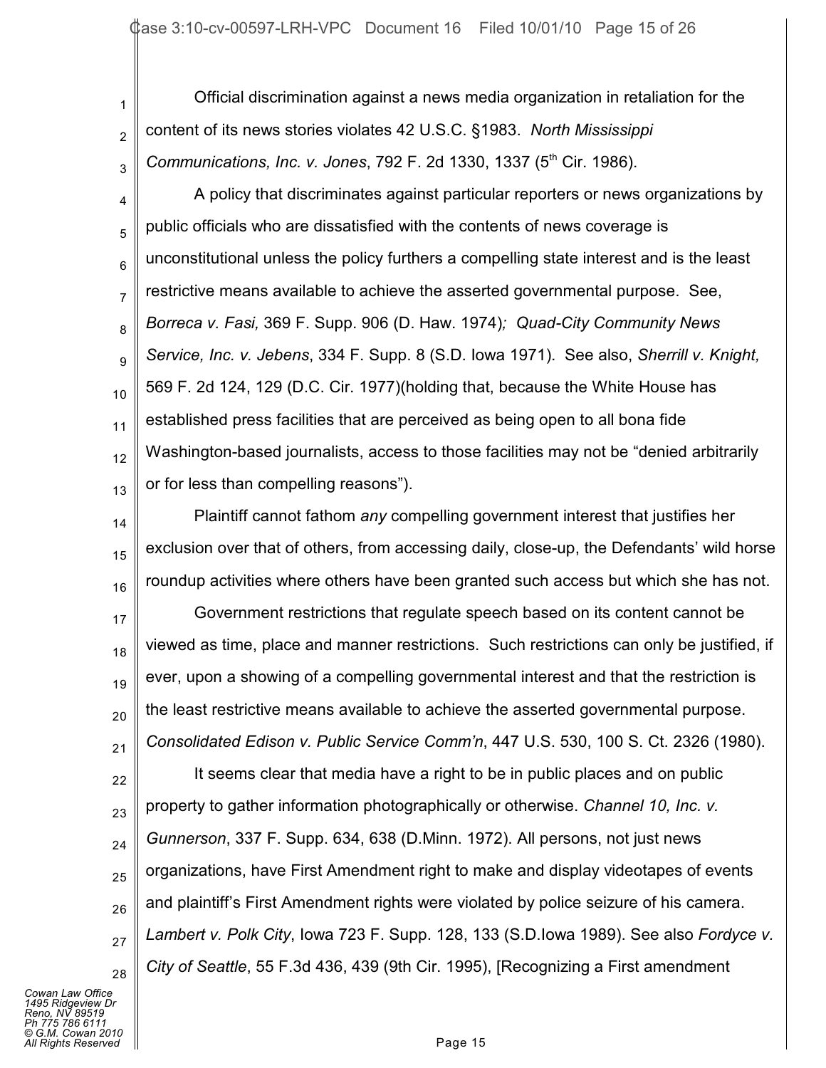Official discrimination against a news media organization in retaliation for the content of its news stories violates 42 U.S.C. §1983. *North Mississippi Communications, Inc. v. Jones*, 792 F. 2d 1330, 1337 (5th Cir. 1986).

A policy that discriminates against particular reporters or news organizations by public officials who are dissatisfied with the contents of news coverage is unconstitutional unless the policy furthers a compelling state interest and is the least restrictive means available to achieve the asserted governmental purpose. See, *Borreca v. Fasi,* 369 F. Supp. 906 (D. Haw. 1974)*; Quad-City Community News Service, Inc. v. Jebens*, 334 F. Supp. 8 (S.D. Iowa 1971). See also, *Sherrill v. Knight,* 569 F. 2d 124, 129 (D.C. Cir. 1977)(holding that, because the White House has established press facilities that are perceived as being open to all bona fide Washington-based journalists, access to those facilities may not be "denied arbitrarily or for less than compelling reasons").

Plaintiff cannot fathom *any* compelling government interest that justifies her exclusion over that of others, from accessing daily, close-up, the Defendants' wild horse roundup activities where others have been granted such access but which she has not.

Government restrictions that regulate speech based on its content cannot be viewed as time, place and manner restrictions. Such restrictions can only be justified, if ever, upon a showing of a compelling governmental interest and that the restriction is the least restrictive means available to achieve the asserted governmental purpose. *Consolidated Edison v. Public Service Comm'n*, 447 U.S. 530, 100 S. Ct. 2326 (1980).

It seems clear that media have a right to be in public places and on public property to gather information photographically or otherwise. *Channel 10, Inc. v. Gunnerson*, 337 F. Supp. 634, 638 (D.Minn. 1972). All persons, not just news organizations, have First Amendment right to make and display videotapes of events and plaintiff's First Amendment rights were violated by police seizure of his camera. *Lambert v. Polk City*, Iowa 723 F. Supp. 128, 133 (S.D.Iowa 1989). See also *Fordyce v. City of Seattle*, 55 F.3d 436, 439 (9th Cir. 1995), [Recognizing a First amendment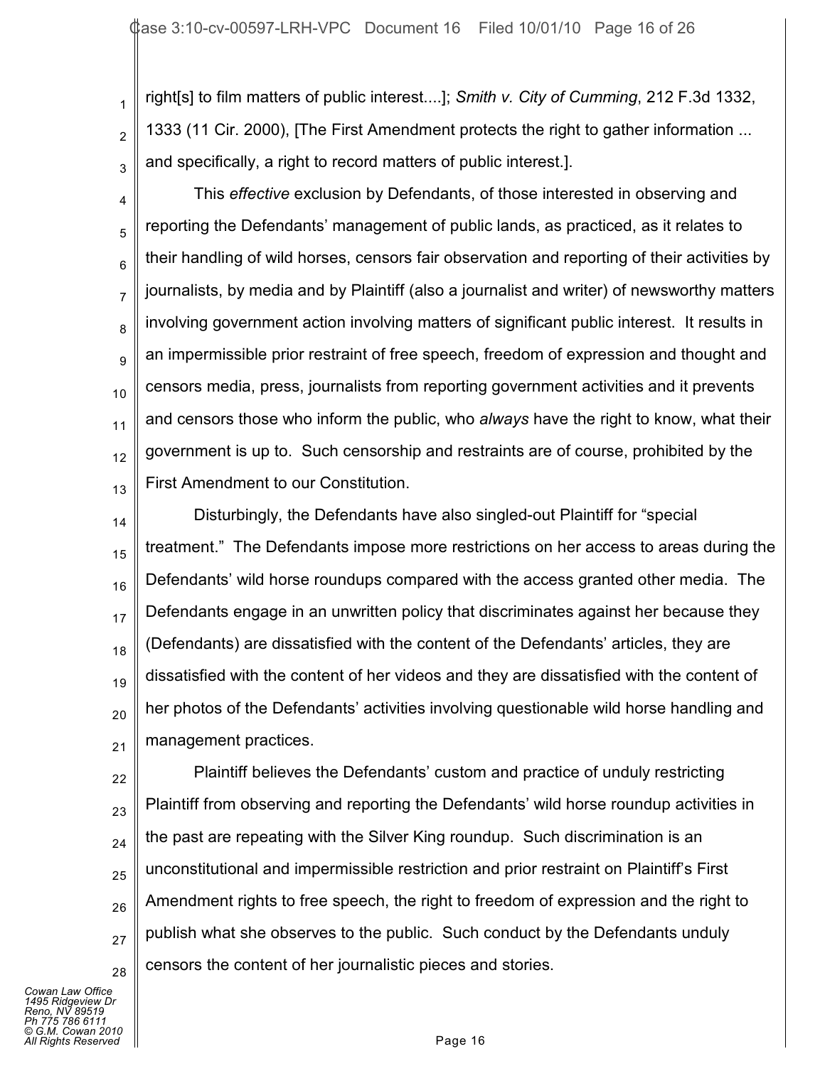right[s] to film matters of public interest....]; *Smith v. City of Cumming*, 212 F.3d 1332, 1333 (11 Cir. 2000), [The First Amendment protects the right to gather information ... and specifically, a right to record matters of public interest.].

This *effective* exclusion by Defendants, of those interested in observing and reporting the Defendants' management of public lands, as practiced, as it relates to their handling of wild horses, censors fair observation and reporting of their activities by journalists, by media and by Plaintiff (also a journalist and writer) of newsworthy matters involving government action involving matters of significant public interest. It results in an impermissible prior restraint of free speech, freedom of expression and thought and censors media, press, journalists from reporting government activities and it prevents and censors those who inform the public, who *always* have the right to know, what their government is up to. Such censorship and restraints are of course, prohibited by the First Amendment to our Constitution.

Disturbingly, the Defendants have also singled-out Plaintiff for "special treatment." The Defendants impose more restrictions on her access to areas during the Defendants' wild horse roundups compared with the access granted other media. The Defendants engage in an unwritten policy that discriminates against her because they (Defendants) are dissatisfied with the content of the Defendants' articles, they are dissatisfied with the content of her videos and they are dissatisfied with the content of her photos of the Defendants' activities involving questionable wild horse handling and management practices.

Plaintiff believes the Defendants' custom and practice of unduly restricting Plaintiff from observing and reporting the Defendants' wild horse roundup activities in the past are repeating with the Silver King roundup. Such discrimination is an unconstitutional and impermissible restriction and prior restraint on Plaintiff's First Amendment rights to free speech, the right to freedom of expression and the right to publish what she observes to the public. Such conduct by the Defendants unduly censors the content of her journalistic pieces and stories.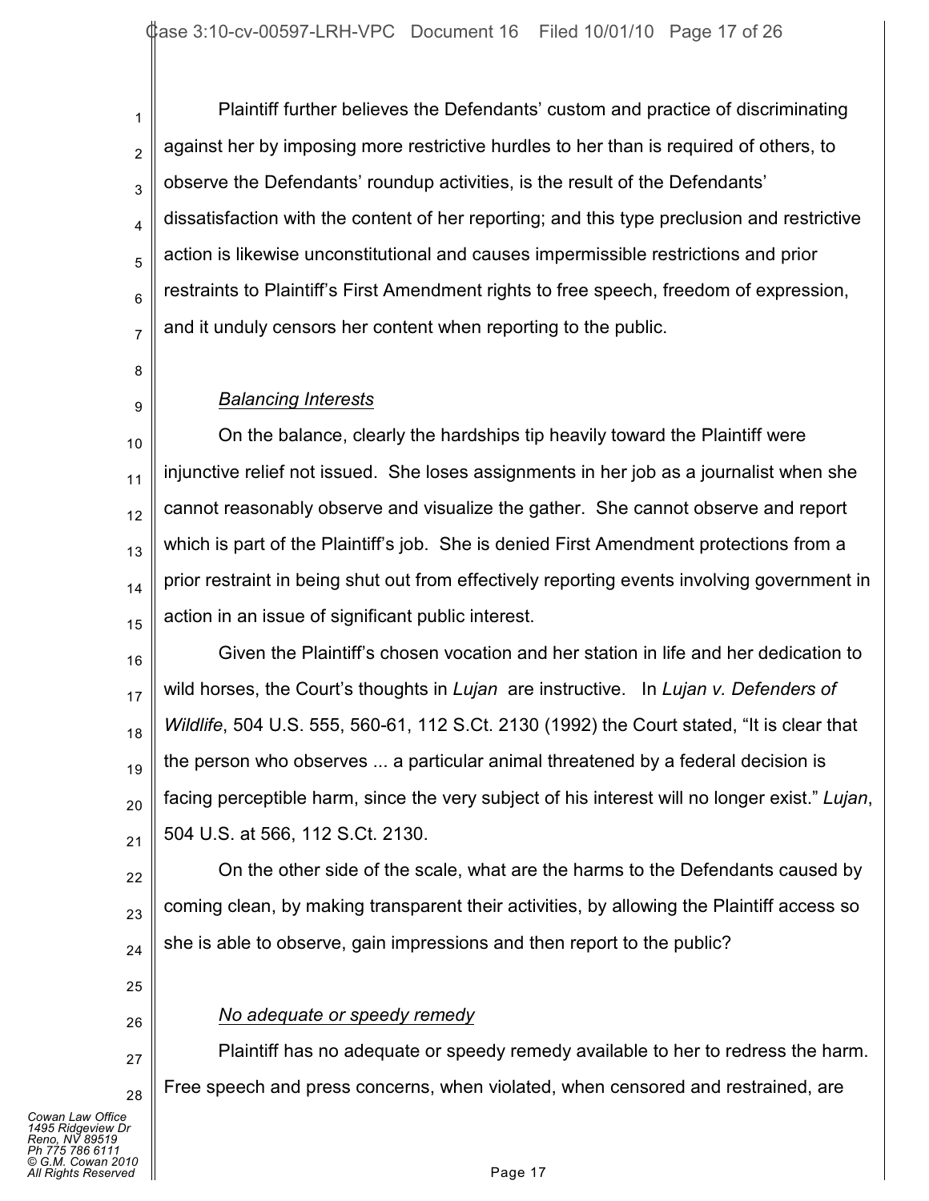Plaintiff further believes the Defendants' custom and practice of discriminating against her by imposing more restrictive hurdles to her than is required of others, to observe the Defendants' roundup activities, is the result of the Defendants' dissatisfaction with the content of her reporting; and this type preclusion and restrictive action is likewise unconstitutional and causes impermissible restrictions and prior restraints to Plaintiff's First Amendment rights to free speech, freedom of expression, and it unduly censors her content when reporting to the public.

*Balancing Interests*

On the balance, clearly the hardships tip heavily toward the Plaintiff were injunctive relief not issued. She loses assignments in her job as a journalist when she cannot reasonably observe and visualize the gather. She cannot observe and report which is part of the Plaintiff's job. She is denied First Amendment protections from a prior restraint in being shut out from effectively reporting events involving government in action in an issue of significant public interest.

Given the Plaintiff's chosen vocation and her station in life and her dedication to wild horses, the Court's thoughts in *Lujan* are instructive. In *Lujan v. Defenders of Wildlife*, 504 U.S. 555, 560-61, 112 S.Ct. 2130 (1992) the Court stated, "It is clear that the person who observes ... a particular animal threatened by a federal decision is facing perceptible harm, since the very subject of his interest will no longer exist." *Lujan*, 504 U.S. at 566, 112 S.Ct. 2130.

On the other side of the scale, what are the harms to the Defendants caused by coming clean, by making transparent their activities, by allowing the Plaintiff access so she is able to observe, gain impressions and then report to the public?

*No adequate or speedy remedy*

Plaintiff has no adequate or speedy remedy available to her to redress the harm. Free speech and press concerns, when violated, when censored and restrained, are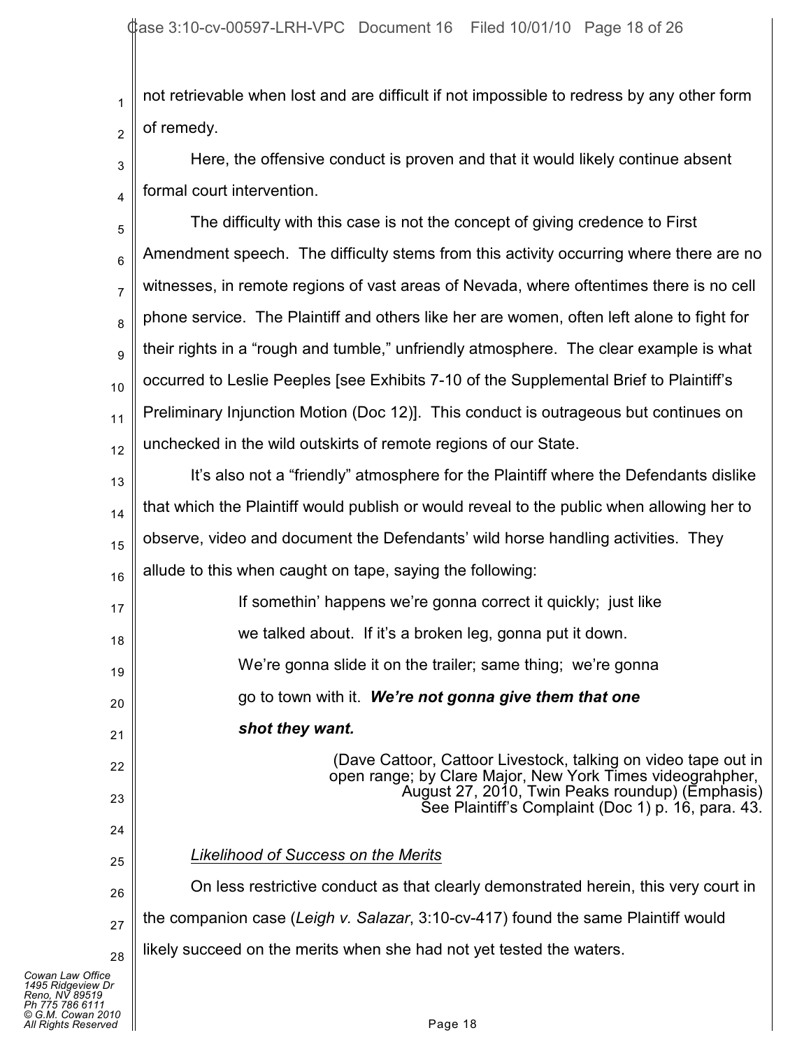not retrievable when lost and are difficult if not impossible to redress by any other form of remedy.

Here, the offensive conduct is proven and that it would likely continue absent formal court intervention.

The difficulty with this case is not the concept of giving credence to First Amendment speech. The difficulty stems from this activity occurring where there are no witnesses, in remote regions of vast areas of Nevada, where oftentimes there is no cell phone service. The Plaintiff and others like her are women, often left alone to fight for their rights in a "rough and tumble," unfriendly atmosphere. The clear example is what occurred to Leslie Peeples [see Exhibits 7-10 of the Supplemental Brief to Plaintiff's Preliminary Injunction Motion (Doc 12)]. This conduct is outrageous but continues on unchecked in the wild outskirts of remote regions of our State.

It's also not a "friendly" atmosphere for the Plaintiff where the Defendants dislike that which the Plaintiff would publish or would reveal to the public when allowing her to observe, video and document the Defendants' wild horse handling activities. They allude to this when caught on tape, saying the following:

> If somethin' happens we're gonna correct it quickly; just like we talked about. If it's a broken leg, gonna put it down. We're gonna slide it on the trailer; same thing; we're gonna go to town with it. ***We're not gonna give them that one shot they want.***
>
> (Dave Cattoor, Cattoor Livestock, talking on video tape out in open range; by Clare Major, New York Times videograhpher, August 27, 2010, Twin Peaks roundup) (Emphasis) See Plaintiff's Complaint (Doc 1) p. 16, para. 43.

*Likelihood of Success on the Merits*

On less restrictive conduct as that clearly demonstrated herein, this very court in the companion case (*Leigh v. Salazar*, 3:10-cv-417) found the same Plaintiff would likely succeed on the merits when she had not yet tested the waters.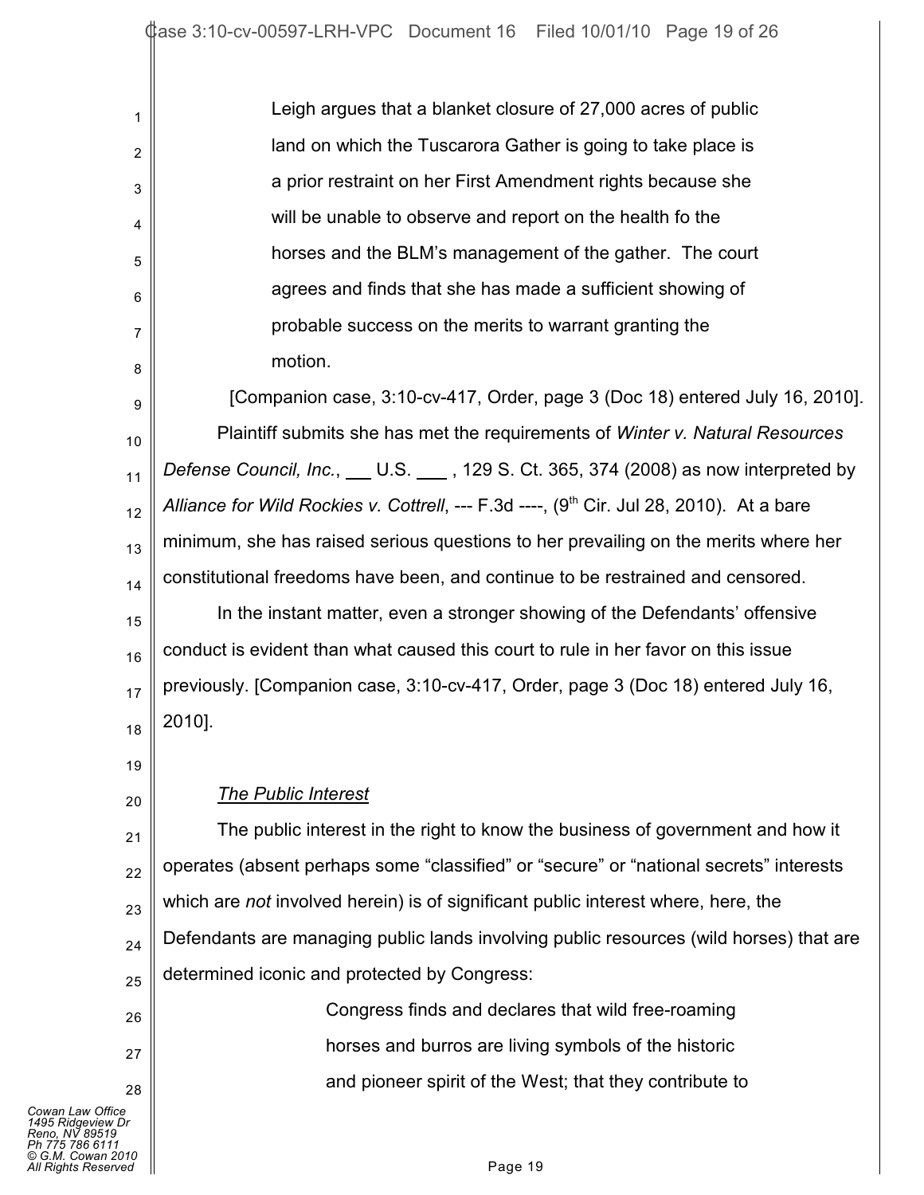> Leigh argues that a blanket closure of 27,000 acres of public land on which the Tuscarora Gather is going to take place is a prior restraint on her First Amendment rights because she will be unable to observe and report on the health fo the horses and the BLM's management of the gather. The court agrees and finds that she has made a sufficient showing of probable success on the merits to warrant granting the motion.

[Companion case, 3:10-cv-417, Order, page 3 (Doc 18) entered July 16, 2010].

Plaintiff submits she has met the requirements of *Winter v. Natural Resources Defense Council, Inc.*, ___ U.S. ___ , 129 S. Ct. 365, 374 (2008) as now interpreted by *Alliance for Wild Rockies v. Cottrell*, --- F.3d ----, (9th Cir. Jul 28, 2010). At a bare minimum, she has raised serious questions to her prevailing on the merits where her constitutional freedoms have been, and continue to be restrained and censored.

In the instant matter, even a stronger showing of the Defendants' offensive conduct is evident than what caused this court to rule in her favor on this issue previously. [Companion case, 3:10-cv-417, Order, page 3 (Doc 18) entered July 16, 2010].

*The Public Interest*

The public interest in the right to know the business of government and how it operates (absent perhaps some "classified" or "secure" or "national secrets" interests which are *not* involved herein) is of significant public interest where, here, the Defendants are managing public lands involving public resources (wild horses) that are determined iconic and protected by Congress:

> Congress finds and declares that wild free-roaming horses and burros are living symbols of the historic and pioneer spirit of the West; that they contribute to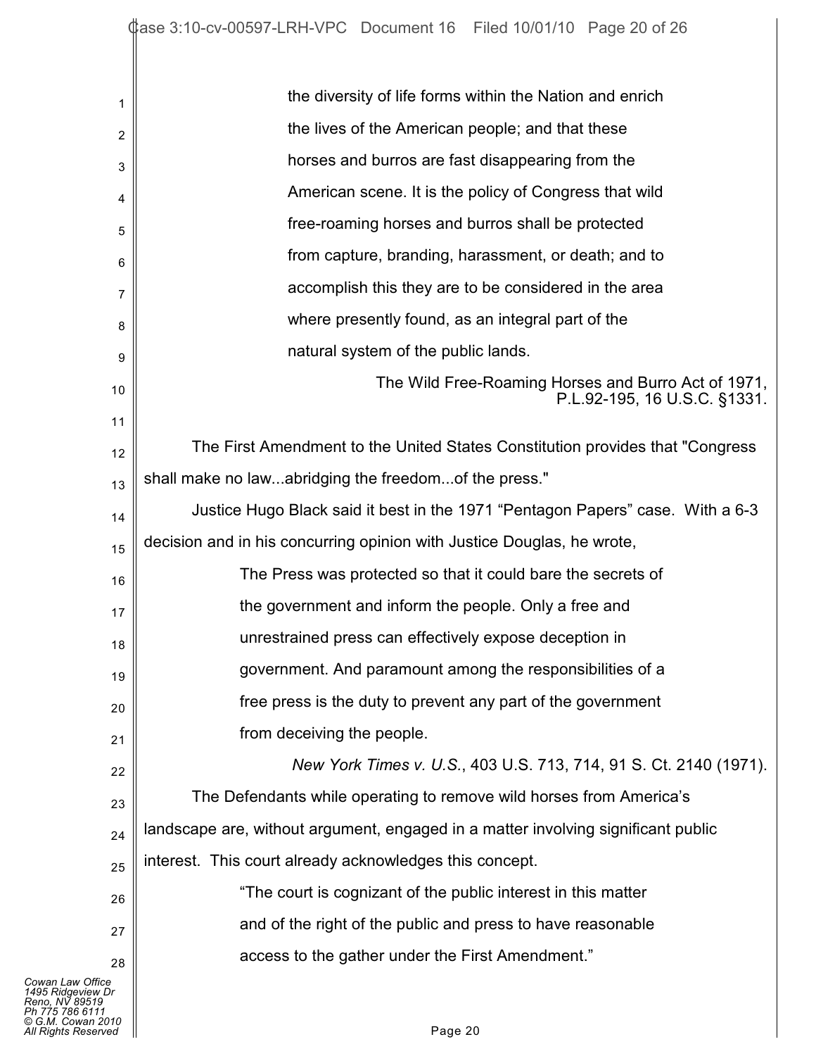> the diversity of life forms within the Nation and enrich the lives of the American people; and that these horses and burros are fast disappearing from the American scene. It is the policy of Congress that wild free-roaming horses and burros shall be protected from capture, branding, harassment, or death; and to accomplish this they are to be considered in the area where presently found, as an integral part of the natural system of the public lands.
>
> The Wild Free-Roaming Horses and Burro Act of 1971, P.L.92-195, 16 U.S.C. §1331.

The First Amendment to the United States Constitution provides that "Congress shall make no law...abridging the freedom...of the press."

Justice Hugo Black said it best in the 1971 "Pentagon Papers" case. With a 6-3 decision and in his concurring opinion with Justice Douglas, he wrote,

> The Press was protected so that it could bare the secrets of the government and inform the people. Only a free and unrestrained press can effectively expose deception in government. And paramount among the responsibilities of a free press is the duty to prevent any part of the government from deceiving the people.
>
> *New York Times v. U.S.*, 403 U.S. 713, 714, 91 S. Ct. 2140 (1971).

The Defendants while operating to remove wild horses from America's landscape are, without argument, engaged in a matter involving significant public interest. This court already acknowledges this concept.

> "The court is cognizant of the public interest in this matter and of the right of the public and press to have reasonable access to the gather under the First Amendment."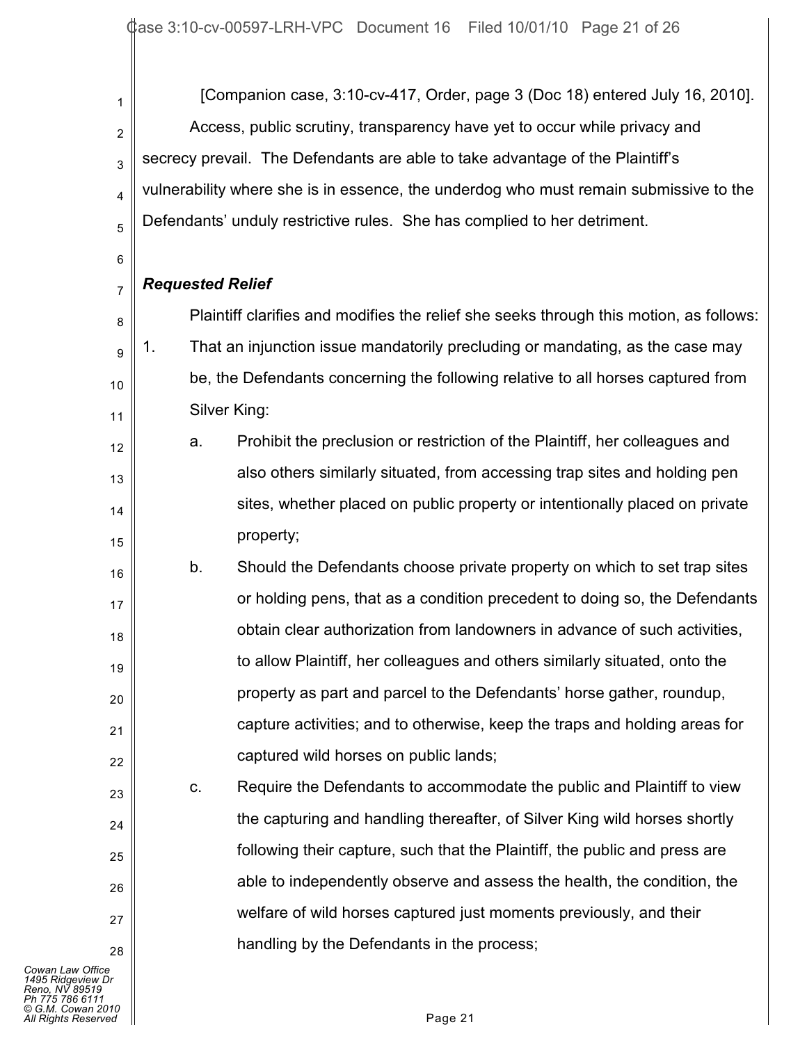[Companion case, 3:10-cv-417, Order, page 3 (Doc 18) entered July 16, 2010].

Access, public scrutiny, transparency have yet to occur while privacy and secrecy prevail. The Defendants are able to take advantage of the Plaintiff's vulnerability where she is in essence, the underdog who must remain submissive to the Defendants' unduly restrictive rules. She has complied to her detriment.

***Requested Relief***

Plaintiff clarifies and modifies the relief she seeks through this motion, as follows:

1. That an injunction issue mandatorily precluding or mandating, as the case may be, the Defendants concerning the following relative to all horses captured from Silver King:
   a. Prohibit the preclusion or restriction of the Plaintiff, her colleagues and also others similarly situated, from accessing trap sites and holding pen sites, whether placed on public property or intentionally placed on private property;
   b. Should the Defendants choose private property on which to set trap sites or holding pens, that as a condition precedent to doing so, the Defendants obtain clear authorization from landowners in advance of such activities, to allow Plaintiff, her colleagues and others similarly situated, onto the property as part and parcel to the Defendants' horse gather, roundup, capture activities; and to otherwise, keep the traps and holding areas for captured wild horses on public lands;
   c. Require the Defendants to accommodate the public and Plaintiff to view the capturing and handling thereafter, of Silver King wild horses shortly following their capture, such that the Plaintiff, the public and press are able to independently observe and assess the health, the condition, the welfare of wild horses captured just moments previously, and their handling by the Defendants in the process;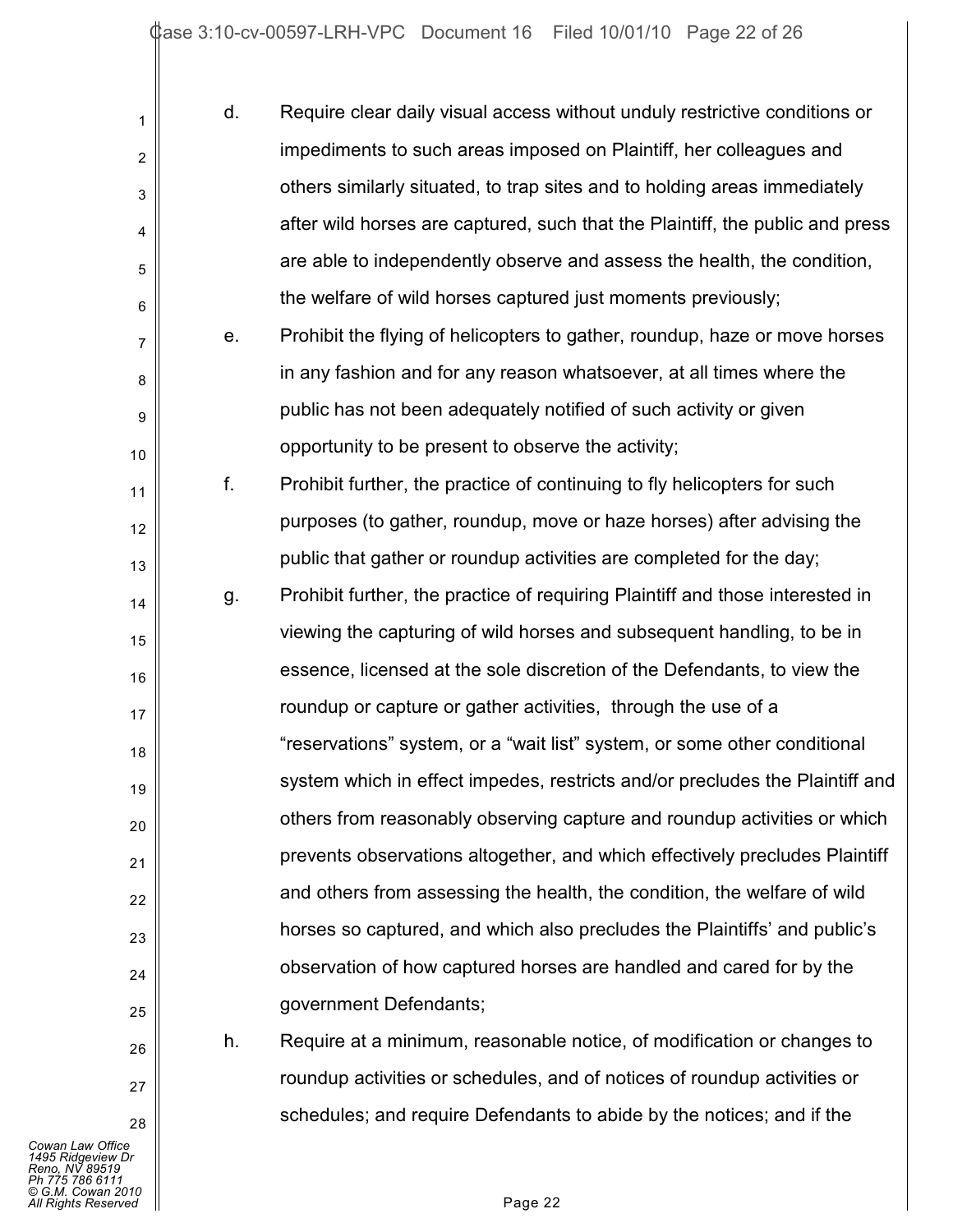d. Require clear daily visual access without unduly restrictive conditions or impediments to such areas imposed on Plaintiff, her colleagues and others similarly situated, to trap sites and to holding areas immediately after wild horses are captured, such that the Plaintiff, the public and press are able to independently observe and assess the health, the condition, the welfare of wild horses captured just moments previously;

e. Prohibit the flying of helicopters to gather, roundup, haze or move horses in any fashion and for any reason whatsoever, at all times where the public has not been adequately notified of such activity or given opportunity to be present to observe the activity;

f. Prohibit further, the practice of continuing to fly helicopters for such purposes (to gather, roundup, move or haze horses) after advising the public that gather or roundup activities are completed for the day;

g. Prohibit further, the practice of requiring Plaintiff and those interested in viewing the capturing of wild horses and subsequent handling, to be in essence, licensed at the sole discretion of the Defendants, to view the roundup or capture or gather activities, through the use of a "reservations" system, or a "wait list" system, or some other conditional system which in effect impedes, restricts and/or precludes the Plaintiff and others from reasonably observing capture and roundup activities or which prevents observations altogether, and which effectively precludes Plaintiff and others from assessing the health, the condition, the welfare of wild horses so captured, and which also precludes the Plaintiffs' and public's observation of how captured horses are handled and cared for by the government Defendants;

h. Require at a minimum, reasonable notice, of modification or changes to roundup activities or schedules, and of notices of roundup activities or schedules; and require Defendants to abide by the notices; and if the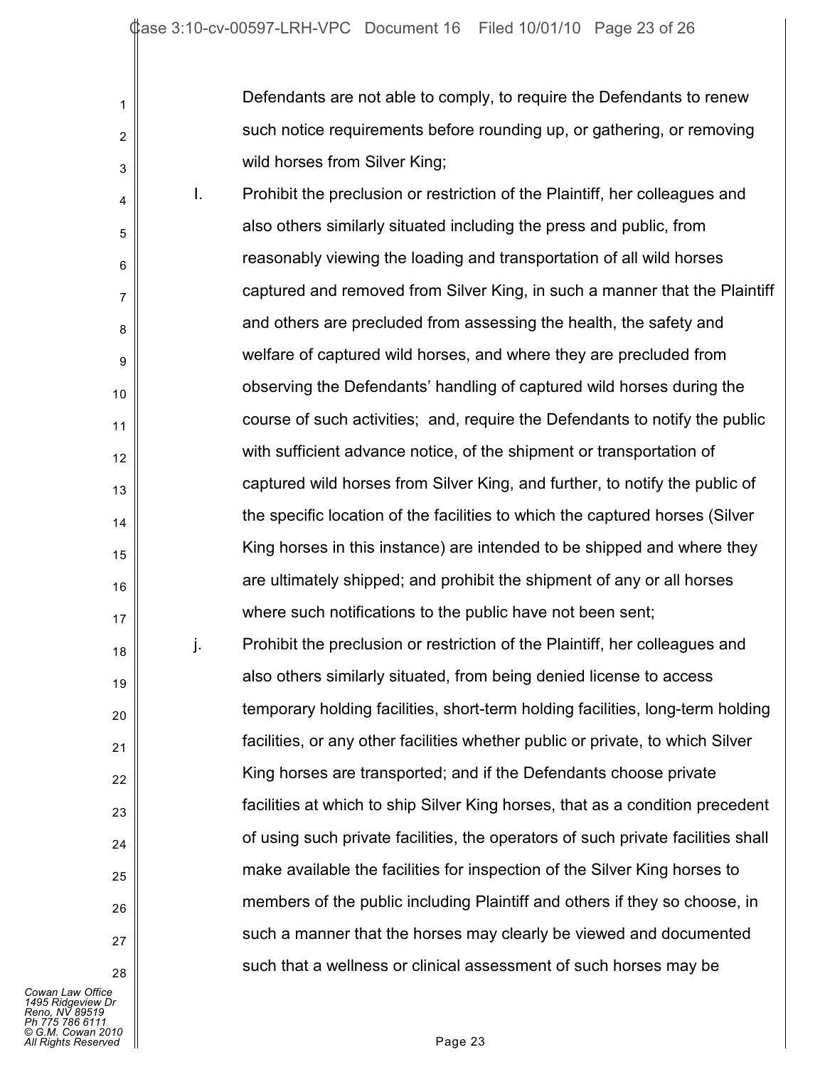Defendants are not able to comply, to require the Defendants to renew such notice requirements before rounding up, or gathering, or removing wild horses from Silver King;

I. Prohibit the preclusion or restriction of the Plaintiff, her colleagues and also others similarly situated including the press and public, from reasonably viewing the loading and transportation of all wild horses captured and removed from Silver King, in such a manner that the Plaintiff and others are precluded from assessing the health, the safety and welfare of captured wild horses, and where they are precluded from observing the Defendants' handling of captured wild horses during the course of such activities; and, require the Defendants to notify the public with sufficient advance notice, of the shipment or transportation of captured wild horses from Silver King, and further, to notify the public of the specific location of the facilities to which the captured horses (Silver King horses in this instance) are intended to be shipped and where they are ultimately shipped; and prohibit the shipment of any or all horses where such notifications to the public have not been sent;

j. Prohibit the preclusion or restriction of the Plaintiff, her colleagues and also others similarly situated, from being denied license to access temporary holding facilities, short-term holding facilities, long-term holding facilities, or any other facilities whether public or private, to which Silver King horses are transported; and if the Defendants choose private facilities at which to ship Silver King horses, that as a condition precedent of using such private facilities, the operators of such private facilities shall make available the facilities for inspection of the Silver King horses to members of the public including Plaintiff and others if they so choose, in such a manner that the horses may clearly be viewed and documented such that a wellness or clinical assessment of such horses may be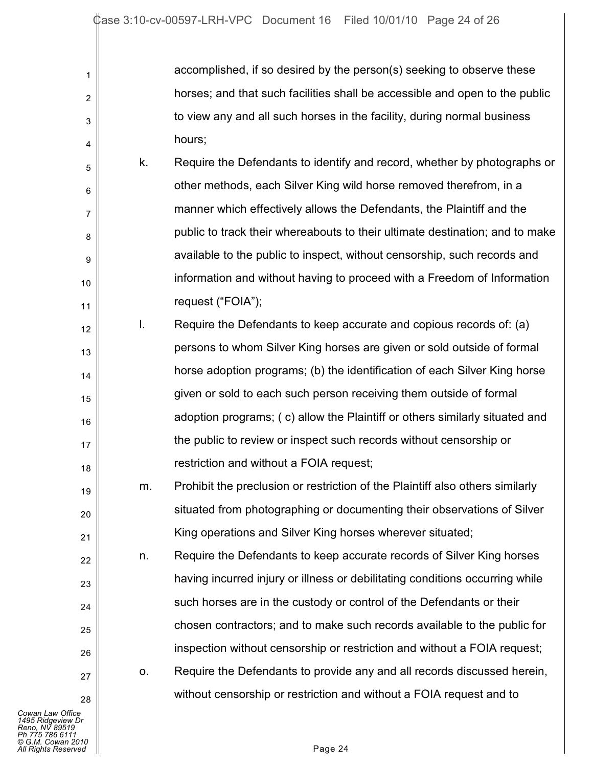accomplished, if so desired by the person(s) seeking to observe these horses; and that such facilities shall be accessible and open to the public to view any and all such horses in the facility, during normal business hours;

k. Require the Defendants to identify and record, whether by photographs or other methods, each Silver King wild horse removed therefrom, in a manner which effectively allows the Defendants, the Plaintiff and the public to track their whereabouts to their ultimate destination; and to make available to the public to inspect, without censorship, such records and information and without having to proceed with a Freedom of Information request ("FOIA");

l. Require the Defendants to keep accurate and copious records of: (a) persons to whom Silver King horses are given or sold outside of formal horse adoption programs; (b) the identification of each Silver King horse given or sold to each such person receiving them outside of formal adoption programs; ( c) allow the Plaintiff or others similarly situated and the public to review or inspect such records without censorship or restriction and without a FOIA request;

m. Prohibit the preclusion or restriction of the Plaintiff also others similarly situated from photographing or documenting their observations of Silver King operations and Silver King horses wherever situated;

n. Require the Defendants to keep accurate records of Silver King horses having incurred injury or illness or debilitating conditions occurring while such horses are in the custody or control of the Defendants or their chosen contractors; and to make such records available to the public for inspection without censorship or restriction and without a FOIA request;

o. Require the Defendants to provide any and all records discussed herein, without censorship or restriction and without a FOIA request and to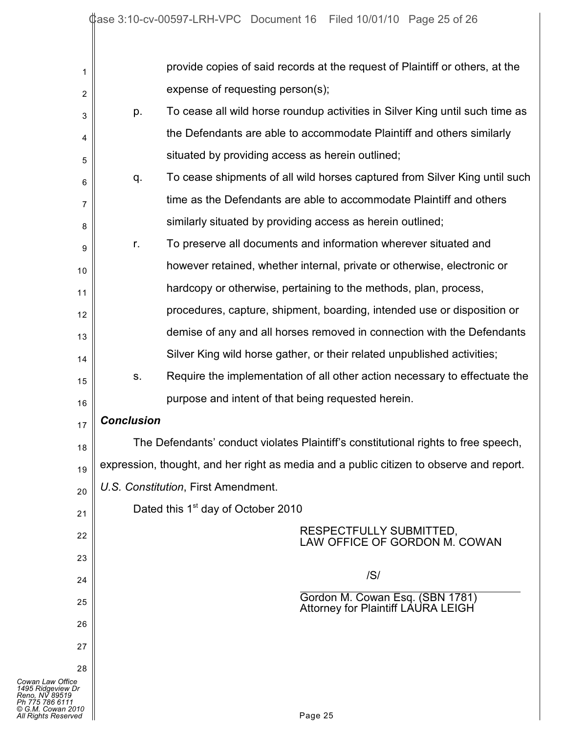provide copies of said records at the request of Plaintiff or others, at the expense of requesting person(s);

p. To cease all wild horse roundup activities in Silver King until such time as the Defendants are able to accommodate Plaintiff and others similarly situated by providing access as herein outlined;

q. To cease shipments of all wild horses captured from Silver King until such time as the Defendants are able to accommodate Plaintiff and others similarly situated by providing access as herein outlined;

r. To preserve all documents and information wherever situated and however retained, whether internal, private or otherwise, electronic or hardcopy or otherwise, pertaining to the methods, plan, process, procedures, capture, shipment, boarding, intended use or disposition or demise of any and all horses removed in connection with the Defendants Silver King wild horse gather, or their related unpublished activities;

s. Require the implementation of all other action necessary to effectuate the purpose and intent of that being requested herein.

***Conclusion***

The Defendants' conduct violates Plaintiff's constitutional rights to free speech, expression, thought, and her right as media and a public citizen to observe and report. *U.S. Constitution*, First Amendment.

Dated this 1st day of October 2010

RESPECTFULLY SUBMITTED,
LAW OFFICE OF GORDON M. COWAN

/S/

Gordon M. Cowan Esq. (SBN 1781)
Attorney for Plaintiff LAURA LEIGH

*Cowan Law Office*
*1495 Ridgeview Dr*
*Reno, NV 89519*
*Ph 775 786 6111*
*© G.M. Cowan 2010*
*All Rights Reserved*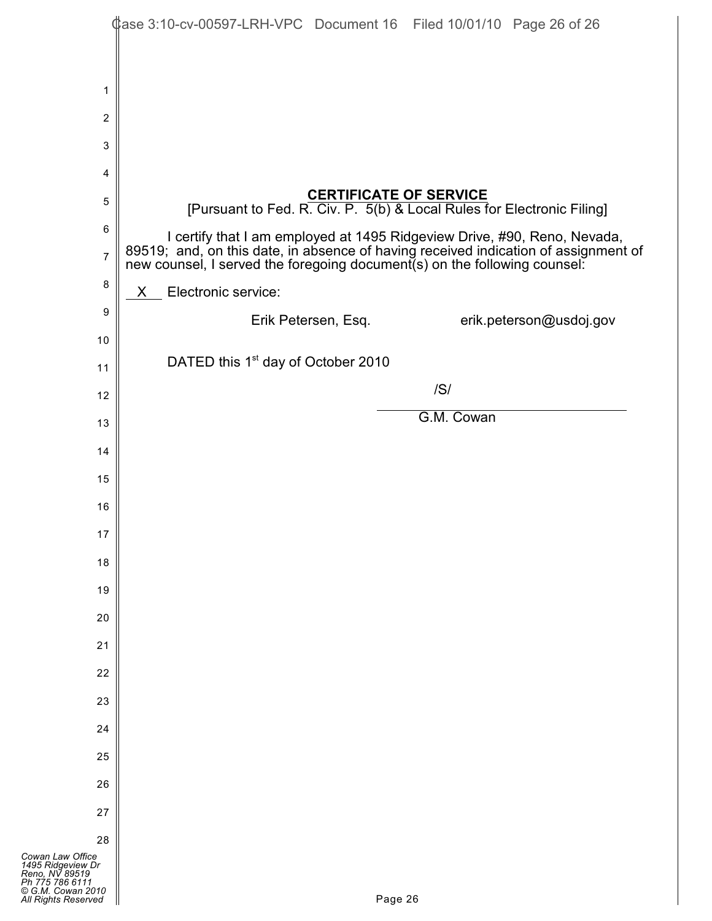**CERTIFICATE OF SERVICE**

[Pursuant to Fed. R. Civ. P. 5(b) & Local Rules for Electronic Filing]

I certify that I am employed at 1495 Ridgeview Drive, #90, Reno, Nevada, 89519; and, on this date, in absence of having received indication of assignment of new counsel, I served the foregoing document(s) on the following counsel:

__X__ Electronic service:

Erik Petersen, Esq. erik.peterson@usdoj.gov

DATED this 1st day of October 2010

/S/

G.M. Cowan

Cowan Law Office
1495 Ridgeview Dr
Reno, NV 89519
Ph 775 786 6111
© G.M. Cowan 2010
All Rights Reserved